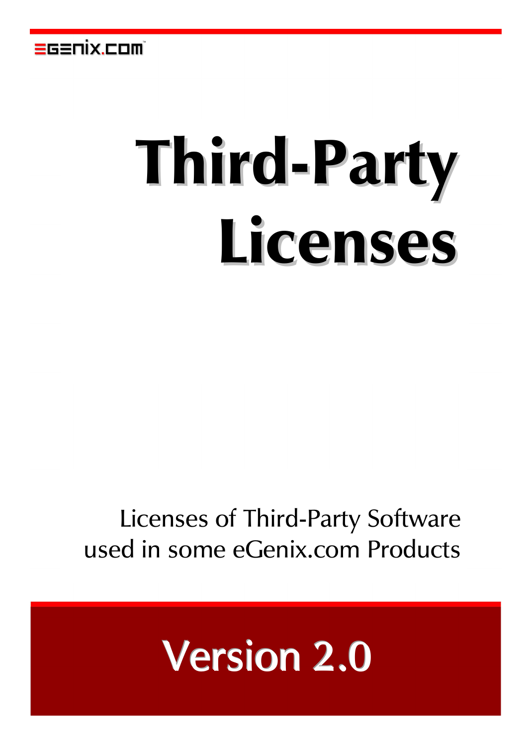eGenix.com

# Third-Party Licenses

Licenses of Third-Party Software used in some eGenix.com Products

## Version 2.0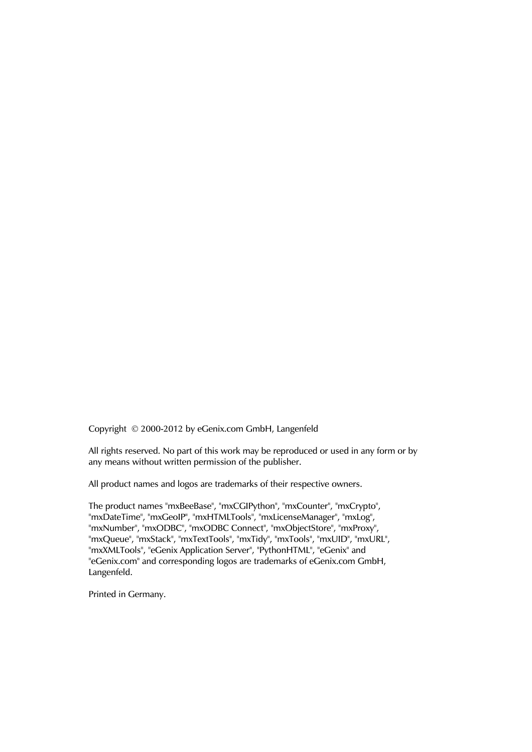Copyright © 2000-2012 by eGenix.com GmbH, Langenfeld

All rights reserved. No part of this work may be reproduced or used in any form or by any means without written permission of the publisher.

All product names and logos are trademarks of their respective owners.

The product names "mxBeeBase", "mxCGIPython", "mxCounter", "mxCrypto", "mxDateTime", "mxGeoIP", "mxHTMLTools", "mxLicenseManager", "mxLog", "mxNumber", "mxODBC", "mxODBC Connect", "mxObjectStore", "mxProxy", "mxQueue", "mxStack", "mxTextTools", "mxTidy", "mxTools", "mxUID", "mxURL", "mxXMLTools", "eGenix Application Server", "PythonHTML", "eGenix" and "eGenix.com" and corresponding logos are trademarks of eGenix.com GmbH, Langenfeld.

Printed in Germany.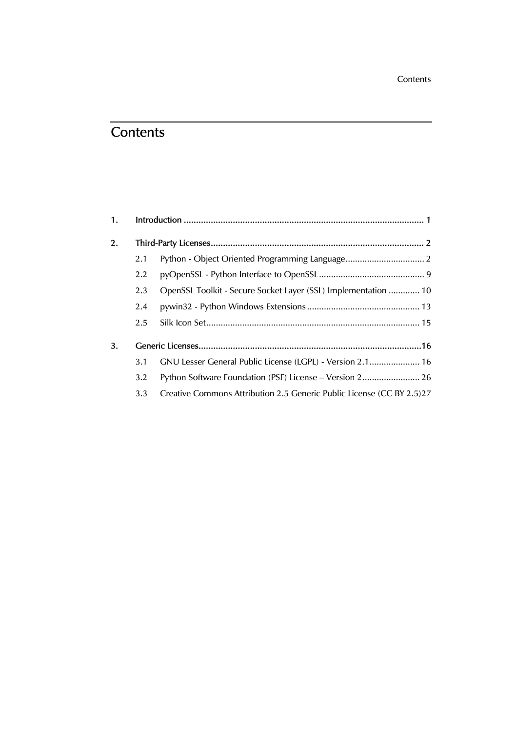# Contents

1. **Introduction** ................................................................................................ 1

2. **Third-Party Licenses** ...................................................................................... 2
   - 2.1 Python - Object Oriented Programming Language ................................. 2
   - 2.2 pyOpenSSL - Python Interface to OpenSSL ............................................ 9
   - 2.3 OpenSSL Toolkit - Secure Socket Layer (SSL) Implementation ............. 10
   - 2.4 pywin32 - Python Windows Extensions ............................................... 13
   - 2.5 Silk Icon Set ........................................................................................ 15

3. **Generic Licenses** .......................................................................................... 16
   - 3.1 GNU Lesser General Public License (LGPL) - Version 2.1 ..................... 16
   - 3.2 Python Software Foundation (PSF) License – Version 2 ........................ 26
   - 3.3 Creative Commons Attribution 2.5 Generic Public License (CC BY 2.5) 27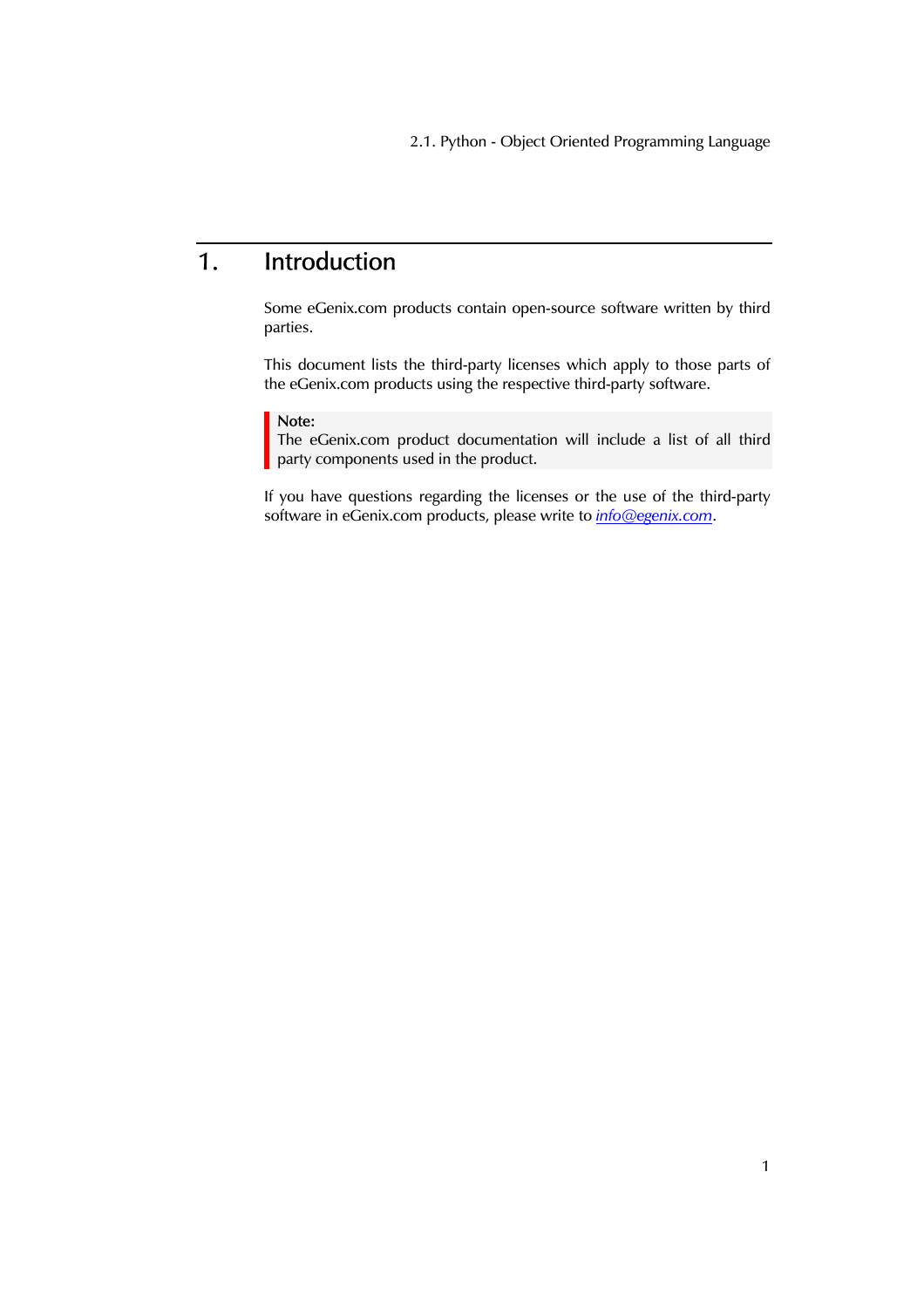# 1. Introduction

Some eGenix.com products contain open-source software written by third parties.

This document lists the third-party licenses which apply to those parts of the eGenix.com products using the respective third-party software.

> **Note:**
> The eGenix.com product documentation will include a list of all third party components used in the product.

If you have questions regarding the licenses or the use of the third-party software in eGenix.com products, please write to *info@egenix.com*.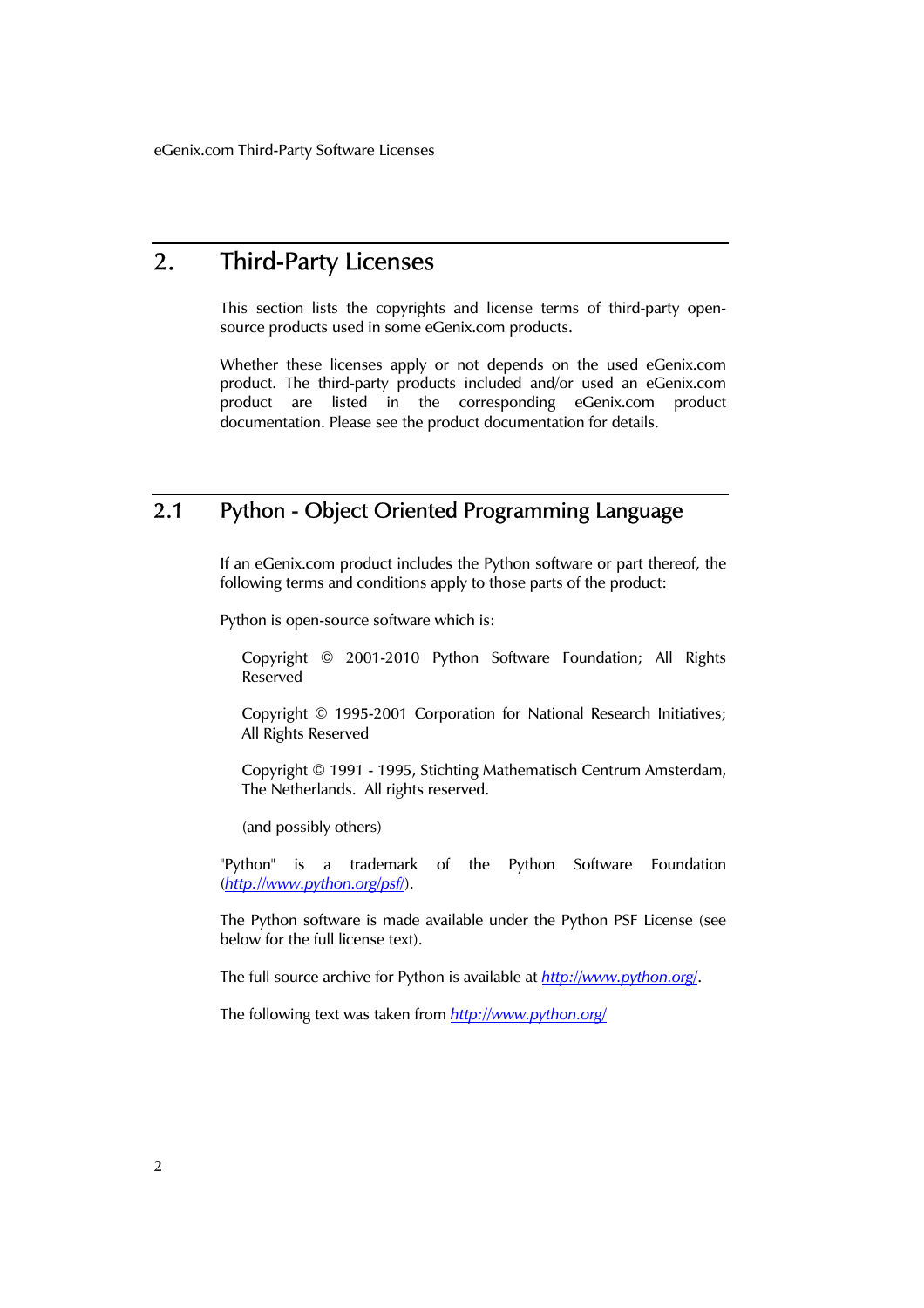# 2. Third-Party Licenses

This section lists the copyrights and license terms of third-party open-source products used in some eGenix.com products.

Whether these licenses apply or not depends on the used eGenix.com product. The third-party products included and/or used an eGenix.com product are listed in the corresponding eGenix.com product documentation. Please see the product documentation for details.

## 2.1 Python - Object Oriented Programming Language

If an eGenix.com product includes the Python software or part thereof, the following terms and conditions apply to those parts of the product:

Python is open-source software which is:

> Copyright © 2001-2010 Python Software Foundation; All Rights Reserved
>
> Copyright © 1995-2001 Corporation for National Research Initiatives; All Rights Reserved
>
> Copyright © 1991 - 1995, Stichting Mathematisch Centrum Amsterdam, The Netherlands. All rights reserved.
>
> (and possibly others)

"Python" is a trademark of the Python Software Foundation (*http://www.python.org/psf/*).

The Python software is made available under the Python PSF License (see below for the full license text).

The full source archive for Python is available at *http://www.python.org/*.

The following text was taken from *http://www.python.org/*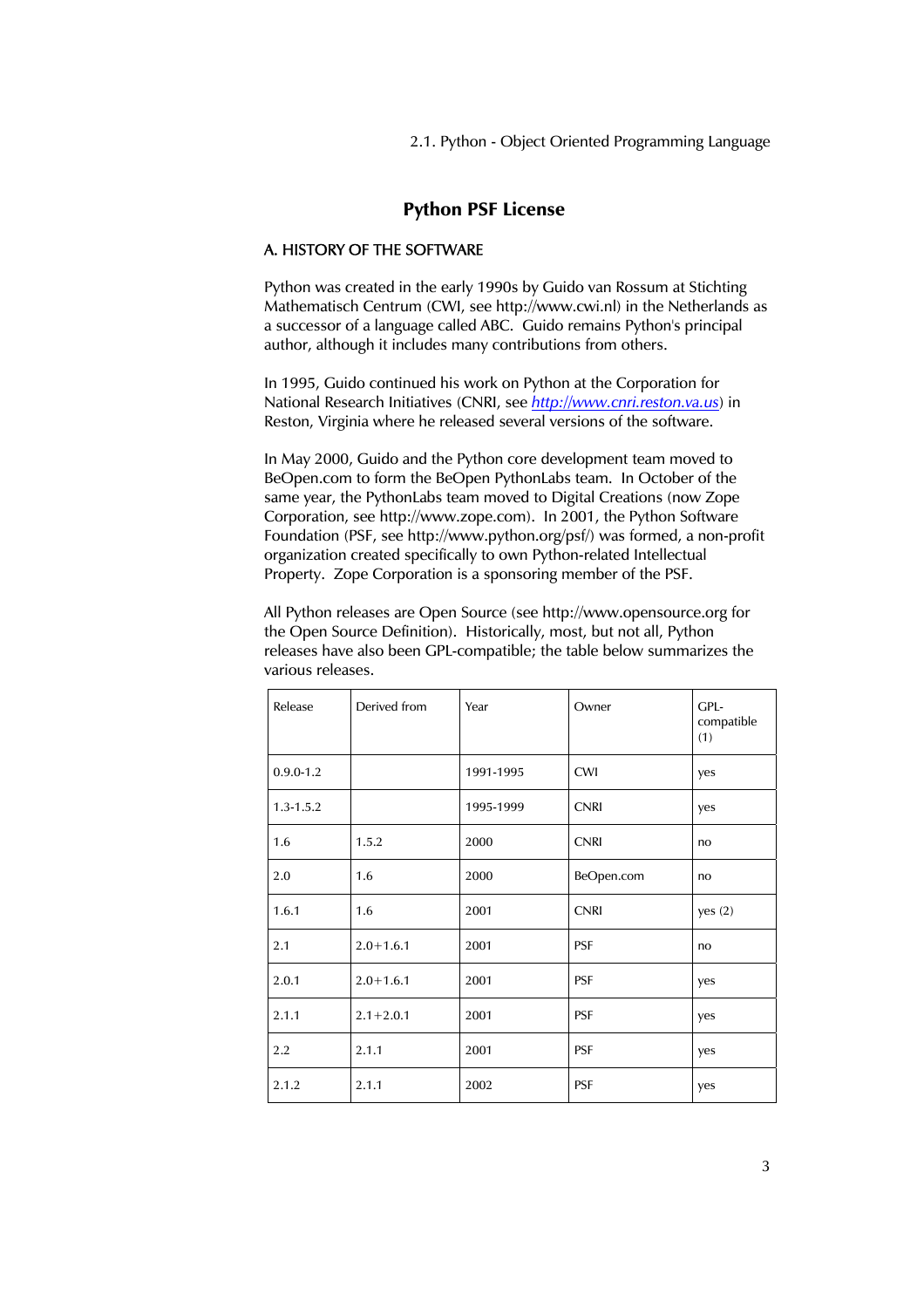## Python PSF License

### A. HISTORY OF THE SOFTWARE

Python was created in the early 1990s by Guido van Rossum at Stichting Mathematisch Centrum (CWI, see http://www.cwi.nl) in the Netherlands as a successor of a language called ABC. Guido remains Python's principal author, although it includes many contributions from others.

In 1995, Guido continued his work on Python at the Corporation for National Research Initiatives (CNRI, see *http://www.cnri.reston.va.us*) in Reston, Virginia where he released several versions of the software.

In May 2000, Guido and the Python core development team moved to BeOpen.com to form the BeOpen PythonLabs team. In October of the same year, the PythonLabs team moved to Digital Creations (now Zope Corporation, see http://www.zope.com). In 2001, the Python Software Foundation (PSF, see http://www.python.org/psf/) was formed, a non-profit organization created specifically to own Python-related Intellectual Property. Zope Corporation is a sponsoring member of the PSF.

All Python releases are Open Source (see http://www.opensource.org for the Open Source Definition). Historically, most, but not all, Python releases have also been GPL-compatible; the table below summarizes the various releases.

| Release | Derived from | Year | Owner | GPL-compatible (1) |
|---|---|---|---|---|
| 0.9.0-1.2 | | 1991-1995 | CWI | yes |
| 1.3-1.5.2 | | 1995-1999 | CNRI | yes |
| 1.6 | 1.5.2 | 2000 | CNRI | no |
| 2.0 | 1.6 | 2000 | BeOpen.com | no |
| 1.6.1 | 1.6 | 2001 | CNRI | yes (2) |
| 2.1 | 2.0+1.6.1 | 2001 | PSF | no |
| 2.0.1 | 2.0+1.6.1 | 2001 | PSF | yes |
| 2.1.1 | 2.1+2.0.1 | 2001 | PSF | yes |
| 2.2 | 2.1.1 | 2001 | PSF | yes |
| 2.1.2 | 2.1.1 | 2002 | PSF | yes |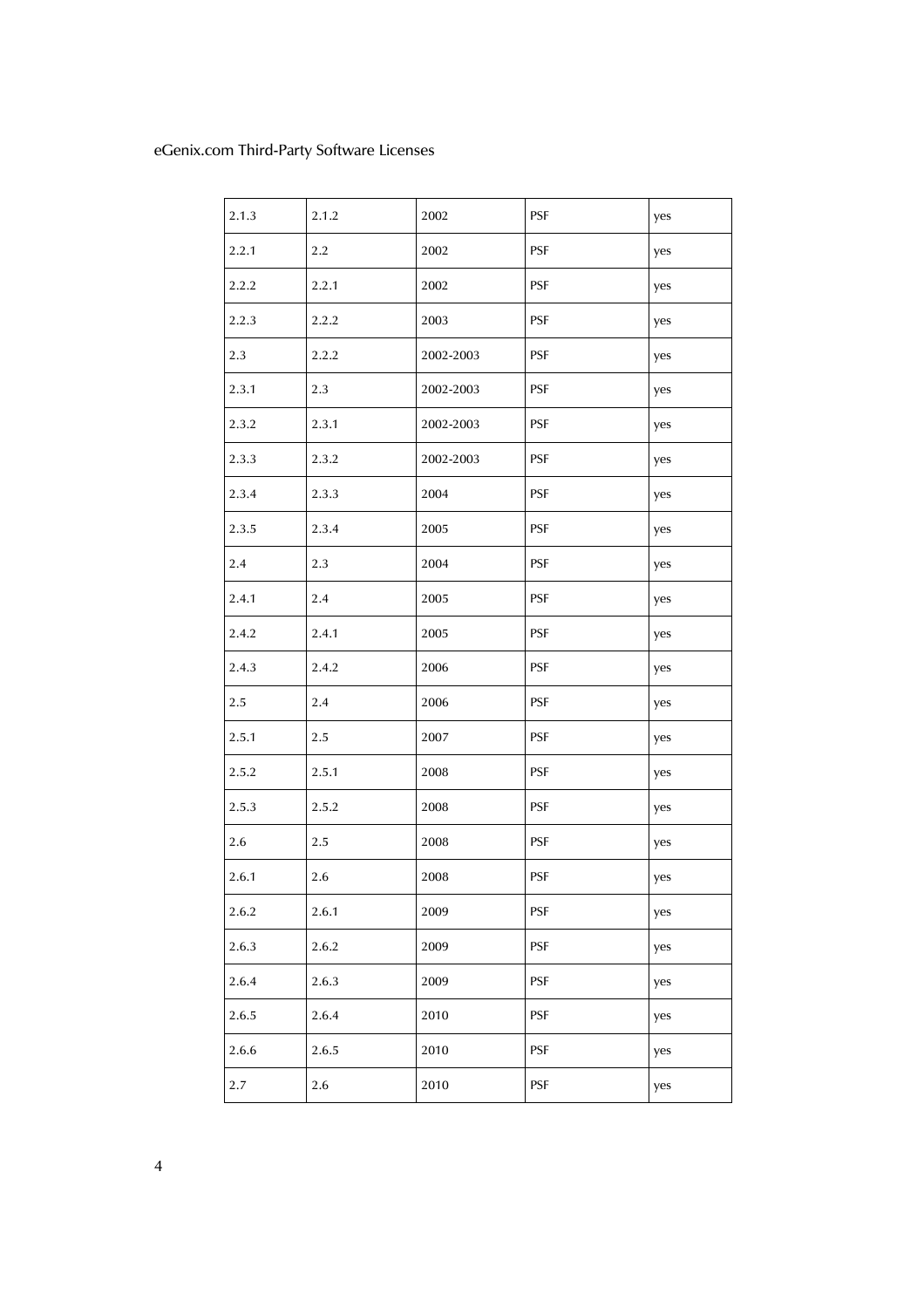| | | | | |
|---|---|---|---|---|
| 2.1.3 | 2.1.2 | 2002 | PSF | yes |
| 2.2.1 | 2.2 | 2002 | PSF | yes |
| 2.2.2 | 2.2.1 | 2002 | PSF | yes |
| 2.2.3 | 2.2.2 | 2003 | PSF | yes |
| 2.3 | 2.2.2 | 2002-2003 | PSF | yes |
| 2.3.1 | 2.3 | 2002-2003 | PSF | yes |
| 2.3.2 | 2.3.1 | 2002-2003 | PSF | yes |
| 2.3.3 | 2.3.2 | 2002-2003 | PSF | yes |
| 2.3.4 | 2.3.3 | 2004 | PSF | yes |
| 2.3.5 | 2.3.4 | 2005 | PSF | yes |
| 2.4 | 2.3 | 2004 | PSF | yes |
| 2.4.1 | 2.4 | 2005 | PSF | yes |
| 2.4.2 | 2.4.1 | 2005 | PSF | yes |
| 2.4.3 | 2.4.2 | 2006 | PSF | yes |
| 2.5 | 2.4 | 2006 | PSF | yes |
| 2.5.1 | 2.5 | 2007 | PSF | yes |
| 2.5.2 | 2.5.1 | 2008 | PSF | yes |
| 2.5.3 | 2.5.2 | 2008 | PSF | yes |
| 2.6 | 2.5 | 2008 | PSF | yes |
| 2.6.1 | 2.6 | 2008 | PSF | yes |
| 2.6.2 | 2.6.1 | 2009 | PSF | yes |
| 2.6.3 | 2.6.2 | 2009 | PSF | yes |
| 2.6.4 | 2.6.3 | 2009 | PSF | yes |
| 2.6.5 | 2.6.4 | 2010 | PSF | yes |
| 2.6.6 | 2.6.5 | 2010 | PSF | yes |
| 2.7 | 2.6 | 2010 | PSF | yes |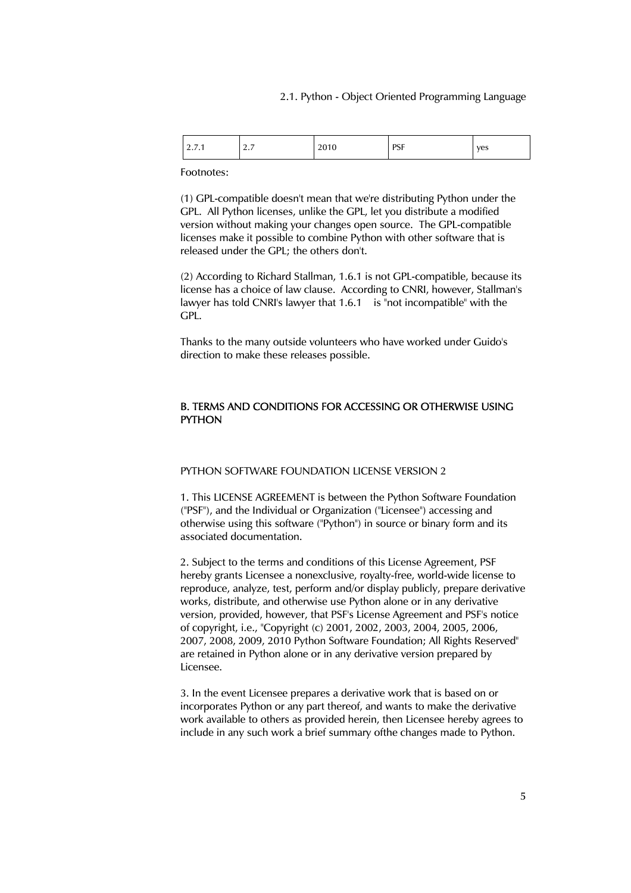| 2.7.1 | 2.7 | 2010 | PSF | yes |
|---|---|---|---|---|

Footnotes:

(1) GPL-compatible doesn't mean that we're distributing Python under the GPL. All Python licenses, unlike the GPL, let you distribute a modified version without making your changes open source. The GPL-compatible licenses make it possible to combine Python with other software that is released under the GPL; the others don't.

(2) According to Richard Stallman, 1.6.1 is not GPL-compatible, because its license has a choice of law clause. According to CNRI, however, Stallman's lawyer has told CNRI's lawyer that 1.6.1 is "not incompatible" with the GPL.

Thanks to the many outside volunteers who have worked under Guido's direction to make these releases possible.

## B. TERMS AND CONDITIONS FOR ACCESSING OR OTHERWISE USING PYTHON

PYTHON SOFTWARE FOUNDATION LICENSE VERSION 2

1. This LICENSE AGREEMENT is between the Python Software Foundation ("PSF"), and the Individual or Organization ("Licensee") accessing and otherwise using this software ("Python") in source or binary form and its associated documentation.

2. Subject to the terms and conditions of this License Agreement, PSF hereby grants Licensee a nonexclusive, royalty-free, world-wide license to reproduce, analyze, test, perform and/or display publicly, prepare derivative works, distribute, and otherwise use Python alone or in any derivative version, provided, however, that PSF's License Agreement and PSF's notice of copyright, i.e., "Copyright (c) 2001, 2002, 2003, 2004, 2005, 2006, 2007, 2008, 2009, 2010 Python Software Foundation; All Rights Reserved" are retained in Python alone or in any derivative version prepared by Licensee.

3. In the event Licensee prepares a derivative work that is based on or incorporates Python or any part thereof, and wants to make the derivative work available to others as provided herein, then Licensee hereby agrees to include in any such work a brief summary ofthe changes made to Python.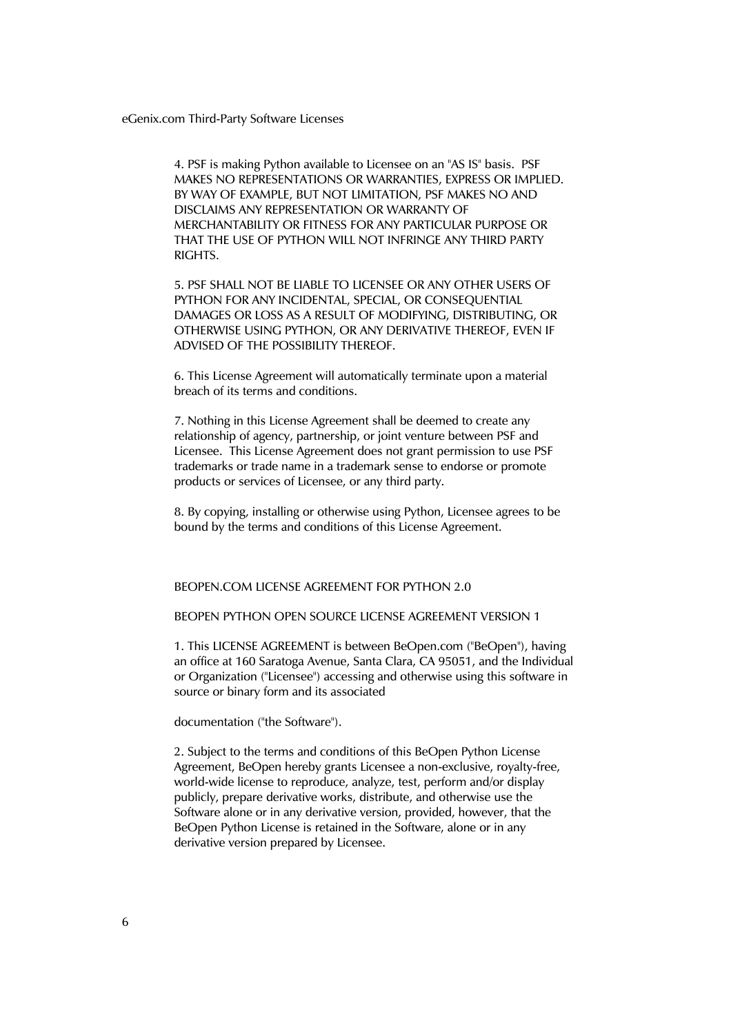4. PSF is making Python available to Licensee on an "AS IS" basis. PSF MAKES NO REPRESENTATIONS OR WARRANTIES, EXPRESS OR IMPLIED. BY WAY OF EXAMPLE, BUT NOT LIMITATION, PSF MAKES NO AND DISCLAIMS ANY REPRESENTATION OR WARRANTY OF MERCHANTABILITY OR FITNESS FOR ANY PARTICULAR PURPOSE OR THAT THE USE OF PYTHON WILL NOT INFRINGE ANY THIRD PARTY RIGHTS.

5. PSF SHALL NOT BE LIABLE TO LICENSEE OR ANY OTHER USERS OF PYTHON FOR ANY INCIDENTAL, SPECIAL, OR CONSEQUENTIAL DAMAGES OR LOSS AS A RESULT OF MODIFYING, DISTRIBUTING, OR OTHERWISE USING PYTHON, OR ANY DERIVATIVE THEREOF, EVEN IF ADVISED OF THE POSSIBILITY THEREOF.

6. This License Agreement will automatically terminate upon a material breach of its terms and conditions.

7. Nothing in this License Agreement shall be deemed to create any relationship of agency, partnership, or joint venture between PSF and Licensee. This License Agreement does not grant permission to use PSF trademarks or trade name in a trademark sense to endorse or promote products or services of Licensee, or any third party.

8. By copying, installing or otherwise using Python, Licensee agrees to be bound by the terms and conditions of this License Agreement.

BEOPEN.COM LICENSE AGREEMENT FOR PYTHON 2.0

BEOPEN PYTHON OPEN SOURCE LICENSE AGREEMENT VERSION 1

1. This LICENSE AGREEMENT is between BeOpen.com ("BeOpen"), having an office at 160 Saratoga Avenue, Santa Clara, CA 95051, and the Individual or Organization ("Licensee") accessing and otherwise using this software in source or binary form and its associated

documentation ("the Software").

2. Subject to the terms and conditions of this BeOpen Python License Agreement, BeOpen hereby grants Licensee a non-exclusive, royalty-free, world-wide license to reproduce, analyze, test, perform and/or display publicly, prepare derivative works, distribute, and otherwise use the Software alone or in any derivative version, provided, however, that the BeOpen Python License is retained in the Software, alone or in any derivative version prepared by Licensee.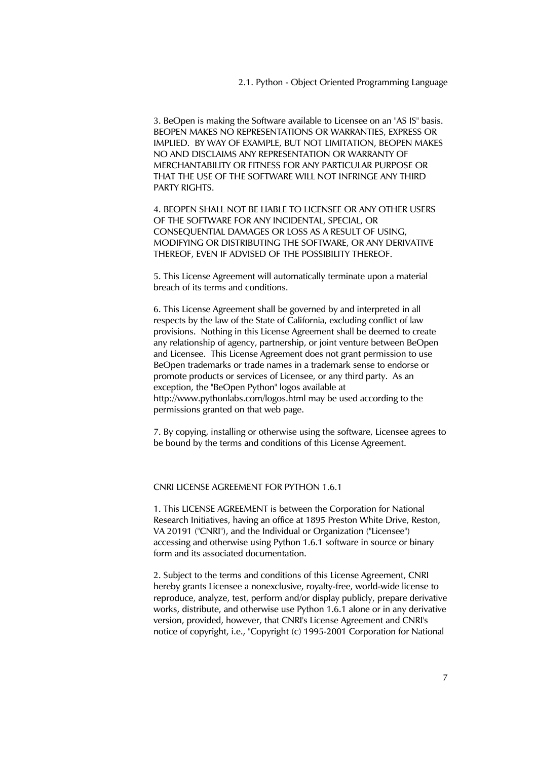3. BeOpen is making the Software available to Licensee on an "AS IS" basis. BEOPEN MAKES NO REPRESENTATIONS OR WARRANTIES, EXPRESS OR IMPLIED. BY WAY OF EXAMPLE, BUT NOT LIMITATION, BEOPEN MAKES NO AND DISCLAIMS ANY REPRESENTATION OR WARRANTY OF MERCHANTABILITY OR FITNESS FOR ANY PARTICULAR PURPOSE OR THAT THE USE OF THE SOFTWARE WILL NOT INFRINGE ANY THIRD PARTY RIGHTS.

4. BEOPEN SHALL NOT BE LIABLE TO LICENSEE OR ANY OTHER USERS OF THE SOFTWARE FOR ANY INCIDENTAL, SPECIAL, OR CONSEQUENTIAL DAMAGES OR LOSS AS A RESULT OF USING, MODIFYING OR DISTRIBUTING THE SOFTWARE, OR ANY DERIVATIVE THEREOF, EVEN IF ADVISED OF THE POSSIBILITY THEREOF.

5. This License Agreement will automatically terminate upon a material breach of its terms and conditions.

6. This License Agreement shall be governed by and interpreted in all respects by the law of the State of California, excluding conflict of law provisions. Nothing in this License Agreement shall be deemed to create any relationship of agency, partnership, or joint venture between BeOpen and Licensee. This License Agreement does not grant permission to use BeOpen trademarks or trade names in a trademark sense to endorse or promote products or services of Licensee, or any third party. As an exception, the "BeOpen Python" logos available at http://www.pythonlabs.com/logos.html may be used according to the permissions granted on that web page.

7. By copying, installing or otherwise using the software, Licensee agrees to be bound by the terms and conditions of this License Agreement.

CNRI LICENSE AGREEMENT FOR PYTHON 1.6.1

1. This LICENSE AGREEMENT is between the Corporation for National Research Initiatives, having an office at 1895 Preston White Drive, Reston, VA 20191 ("CNRI"), and the Individual or Organization ("Licensee") accessing and otherwise using Python 1.6.1 software in source or binary form and its associated documentation.

2. Subject to the terms and conditions of this License Agreement, CNRI hereby grants Licensee a nonexclusive, royalty-free, world-wide license to reproduce, analyze, test, perform and/or display publicly, prepare derivative works, distribute, and otherwise use Python 1.6.1 alone or in any derivative version, provided, however, that CNRI's License Agreement and CNRI's notice of copyright, i.e., "Copyright (c) 1995-2001 Corporation for National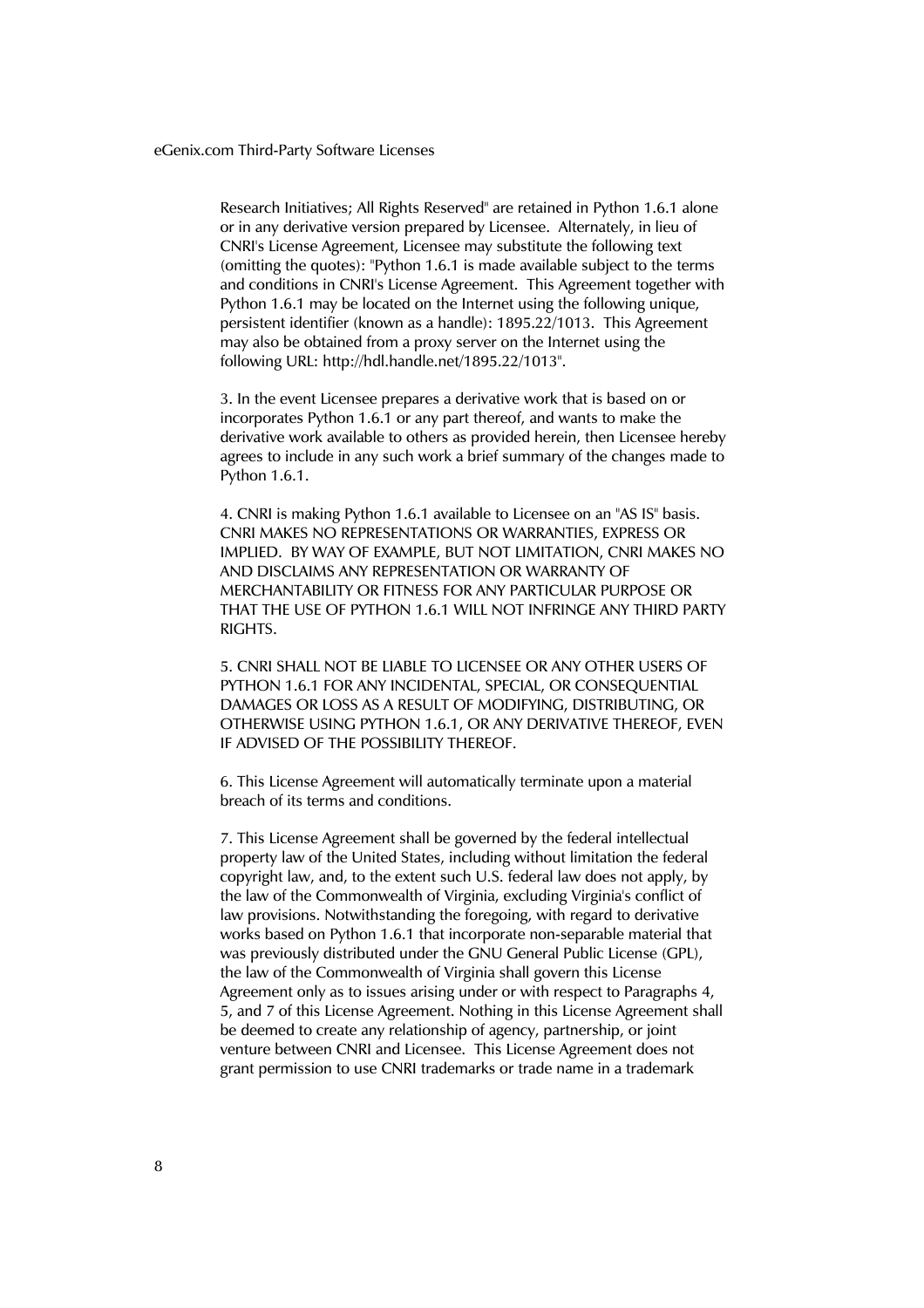Research Initiatives; All Rights Reserved" are retained in Python 1.6.1 alone or in any derivative version prepared by Licensee. Alternately, in lieu of CNRI's License Agreement, Licensee may substitute the following text (omitting the quotes): "Python 1.6.1 is made available subject to the terms and conditions in CNRI's License Agreement. This Agreement together with Python 1.6.1 may be located on the Internet using the following unique, persistent identifier (known as a handle): 1895.22/1013. This Agreement may also be obtained from a proxy server on the Internet using the following URL: http://hdl.handle.net/1895.22/1013".

3. In the event Licensee prepares a derivative work that is based on or incorporates Python 1.6.1 or any part thereof, and wants to make the derivative work available to others as provided herein, then Licensee hereby agrees to include in any such work a brief summary of the changes made to Python 1.6.1.

4. CNRI is making Python 1.6.1 available to Licensee on an "AS IS" basis. CNRI MAKES NO REPRESENTATIONS OR WARRANTIES, EXPRESS OR IMPLIED. BY WAY OF EXAMPLE, BUT NOT LIMITATION, CNRI MAKES NO AND DISCLAIMS ANY REPRESENTATION OR WARRANTY OF MERCHANTABILITY OR FITNESS FOR ANY PARTICULAR PURPOSE OR THAT THE USE OF PYTHON 1.6.1 WILL NOT INFRINGE ANY THIRD PARTY RIGHTS.

5. CNRI SHALL NOT BE LIABLE TO LICENSEE OR ANY OTHER USERS OF PYTHON 1.6.1 FOR ANY INCIDENTAL, SPECIAL, OR CONSEQUENTIAL DAMAGES OR LOSS AS A RESULT OF MODIFYING, DISTRIBUTING, OR OTHERWISE USING PYTHON 1.6.1, OR ANY DERIVATIVE THEREOF, EVEN IF ADVISED OF THE POSSIBILITY THEREOF.

6. This License Agreement will automatically terminate upon a material breach of its terms and conditions.

7. This License Agreement shall be governed by the federal intellectual property law of the United States, including without limitation the federal copyright law, and, to the extent such U.S. federal law does not apply, by the law of the Commonwealth of Virginia, excluding Virginia's conflict of law provisions. Notwithstanding the foregoing, with regard to derivative works based on Python 1.6.1 that incorporate non-separable material that was previously distributed under the GNU General Public License (GPL), the law of the Commonwealth of Virginia shall govern this License Agreement only as to issues arising under or with respect to Paragraphs 4, 5, and 7 of this License Agreement. Nothing in this License Agreement shall be deemed to create any relationship of agency, partnership, or joint venture between CNRI and Licensee. This License Agreement does not grant permission to use CNRI trademarks or trade name in a trademark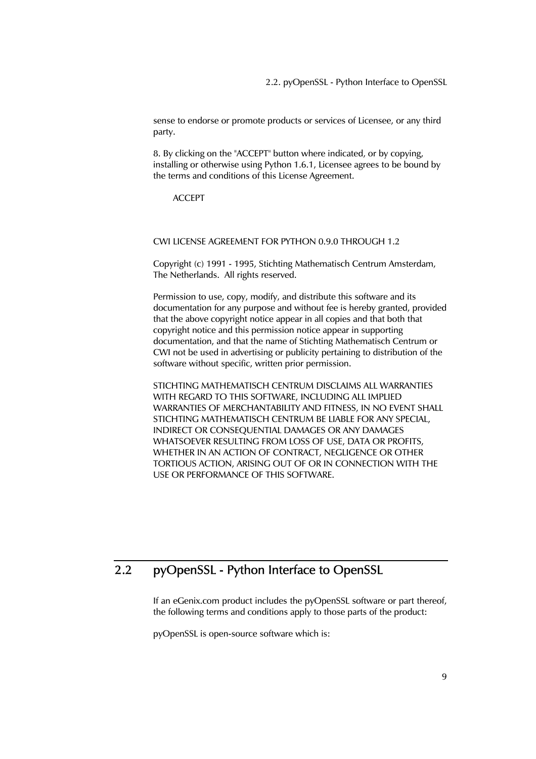sense to endorse or promote products or services of Licensee, or any third party.

8. By clicking on the "ACCEPT" button where indicated, or by copying, installing or otherwise using Python 1.6.1, Licensee agrees to be bound by the terms and conditions of this License Agreement.

ACCEPT

CWI LICENSE AGREEMENT FOR PYTHON 0.9.0 THROUGH 1.2

Copyright (c) 1991 - 1995, Stichting Mathematisch Centrum Amsterdam, The Netherlands.  All rights reserved.

Permission to use, copy, modify, and distribute this software and its documentation for any purpose and without fee is hereby granted, provided that the above copyright notice appear in all copies and that both that copyright notice and this permission notice appear in supporting documentation, and that the name of Stichting Mathematisch Centrum or CWI not be used in advertising or publicity pertaining to distribution of the software without specific, written prior permission.

STICHTING MATHEMATISCH CENTRUM DISCLAIMS ALL WARRANTIES WITH REGARD TO THIS SOFTWARE, INCLUDING ALL IMPLIED WARRANTIES OF MERCHANTABILITY AND FITNESS, IN NO EVENT SHALL STICHTING MATHEMATISCH CENTRUM BE LIABLE FOR ANY SPECIAL, INDIRECT OR CONSEQUENTIAL DAMAGES OR ANY DAMAGES WHATSOEVER RESULTING FROM LOSS OF USE, DATA OR PROFITS, WHETHER IN AN ACTION OF CONTRACT, NEGLIGENCE OR OTHER TORTIOUS ACTION, ARISING OUT OF OR IN CONNECTION WITH THE USE OR PERFORMANCE OF THIS SOFTWARE.

## 2.2 pyOpenSSL - Python Interface to OpenSSL

If an eGenix.com product includes the pyOpenSSL software or part thereof, the following terms and conditions apply to those parts of the product:

pyOpenSSL is open-source software which is: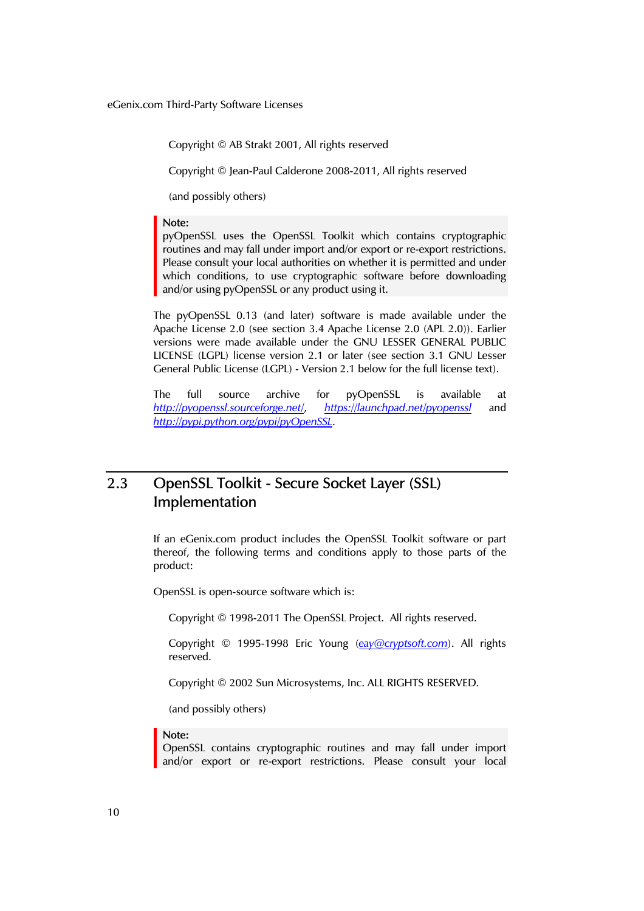Copyright © AB Strakt 2001, All rights reserved

Copyright © Jean-Paul Calderone 2008-2011, All rights reserved

(and possibly others)

> **Note:**
> pyOpenSSL uses the OpenSSL Toolkit which contains cryptographic routines and may fall under import and/or export or re-export restrictions. Please consult your local authorities on whether it is permitted and under which conditions, to use cryptographic software before downloading and/or using pyOpenSSL or any product using it.

The pyOpenSSL 0.13 (and later) software is made available under the Apache License 2.0 (see section 3.4 Apache License 2.0 (APL 2.0)). Earlier versions were made available under the GNU LESSER GENERAL PUBLIC LICENSE (LGPL) license version 2.1 or later (see section 3.1 GNU Lesser General Public License (LGPL) - Version 2.1 below for the full license text).

The full source archive for pyOpenSSL is available at [http://pyopenssl.sourceforge.net/](http://pyopenssl.sourceforge.net/), [https://launchpad.net/pyopenssl](https://launchpad.net/pyopenssl) and [http://pypi.python.org/pypi/pyOpenSSL](http://pypi.python.org/pypi/pyOpenSSL).

## 2.3 OpenSSL Toolkit - Secure Socket Layer (SSL) Implementation

If an eGenix.com product includes the OpenSSL Toolkit software or part thereof, the following terms and conditions apply to those parts of the product:

OpenSSL is open-source software which is:

Copyright © 1998-2011 The OpenSSL Project. All rights reserved.

Copyright © 1995-1998 Eric Young ([eay@cryptsoft.com](mailto:eay@cryptsoft.com)). All rights reserved.

Copyright © 2002 Sun Microsystems, Inc. ALL RIGHTS RESERVED.

(and possibly others)

> **Note:**
> OpenSSL contains cryptographic routines and may fall under import and/or export or re-export restrictions. Please consult your local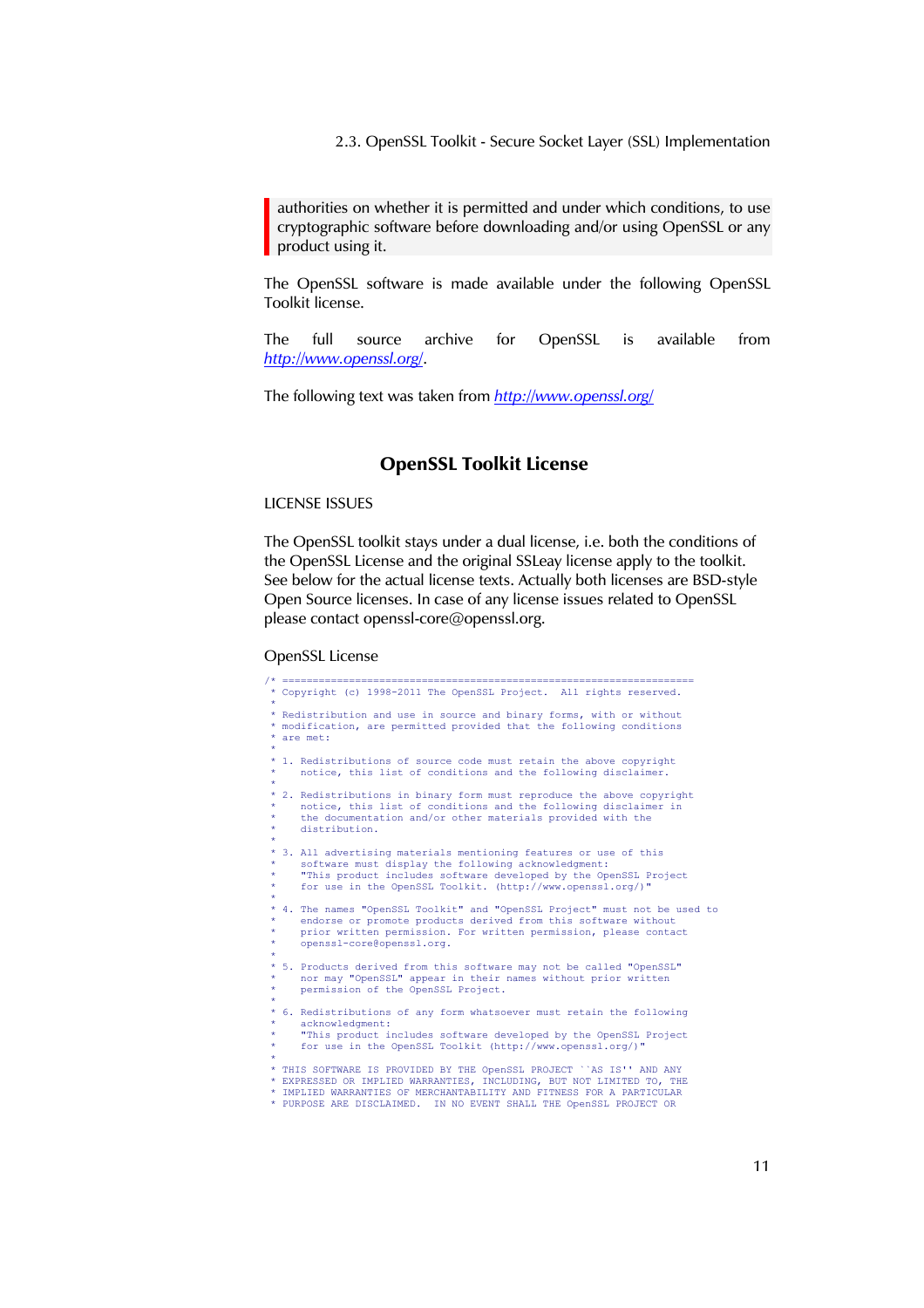> authorities on whether it is permitted and under which conditions, to use cryptographic software before downloading and/or using OpenSSL or any product using it.

The OpenSSL software is made available under the following OpenSSL Toolkit license.

The full source archive for OpenSSL is available from [http://www.openssl.org/](http://www.openssl.org/).

The following text was taken from [http://www.openssl.org/](http://www.openssl.org/)

## OpenSSL Toolkit License

LICENSE ISSUES

The OpenSSL toolkit stays under a dual license, i.e. both the conditions of the OpenSSL License and the original SSLeay license apply to the toolkit. See below for the actual license texts. Actually both licenses are BSD-style Open Source licenses. In case of any license issues related to OpenSSL please contact openssl-core@openssl.org.

OpenSSL License

```
/* ====================================================================
 * Copyright (c) 1998-2011 The OpenSSL Project.  All rights reserved.
 *
 * Redistribution and use in source and binary forms, with or without
 * modification, are permitted provided that the following conditions
 * are met:
 *
 * 1. Redistributions of source code must retain the above copyright
 *    notice, this list of conditions and the following disclaimer.
 *
 * 2. Redistributions in binary form must reproduce the above copyright
 *    notice, this list of conditions and the following disclaimer in
 *    the documentation and/or other materials provided with the
 *    distribution.
 *
 * 3. All advertising materials mentioning features or use of this
 *    software must display the following acknowledgment:
 *    "This product includes software developed by the OpenSSL Project
 *    for use in the OpenSSL Toolkit. (http://www.openssl.org/)"
 *
 * 4. The names "OpenSSL Toolkit" and "OpenSSL Project" must not be used to
 *    endorse or promote products derived from this software without
 *    prior written permission. For written permission, please contact
 *    openssl-core@openssl.org.
 *
 * 5. Products derived from this software may not be called "OpenSSL"
 *    nor may "OpenSSL" appear in their names without prior written
 *    permission of the OpenSSL Project.
 *
 * 6. Redistributions of any form whatsoever must retain the following
 *    acknowledgment:
 *    "This product includes software developed by the OpenSSL Project
 *    for use in the OpenSSL Toolkit (http://www.openssl.org/)"
 *
 * THIS SOFTWARE IS PROVIDED BY THE OpenSSL PROJECT ``AS IS'' AND ANY
 * EXPRESSED OR IMPLIED WARRANTIES, INCLUDING, BUT NOT LIMITED TO, THE
 * IMPLIED WARRANTIES OF MERCHANTABILITY AND FITNESS FOR A PARTICULAR
 * PURPOSE ARE DISCLAIMED.  IN NO EVENT SHALL THE OpenSSL PROJECT OR
```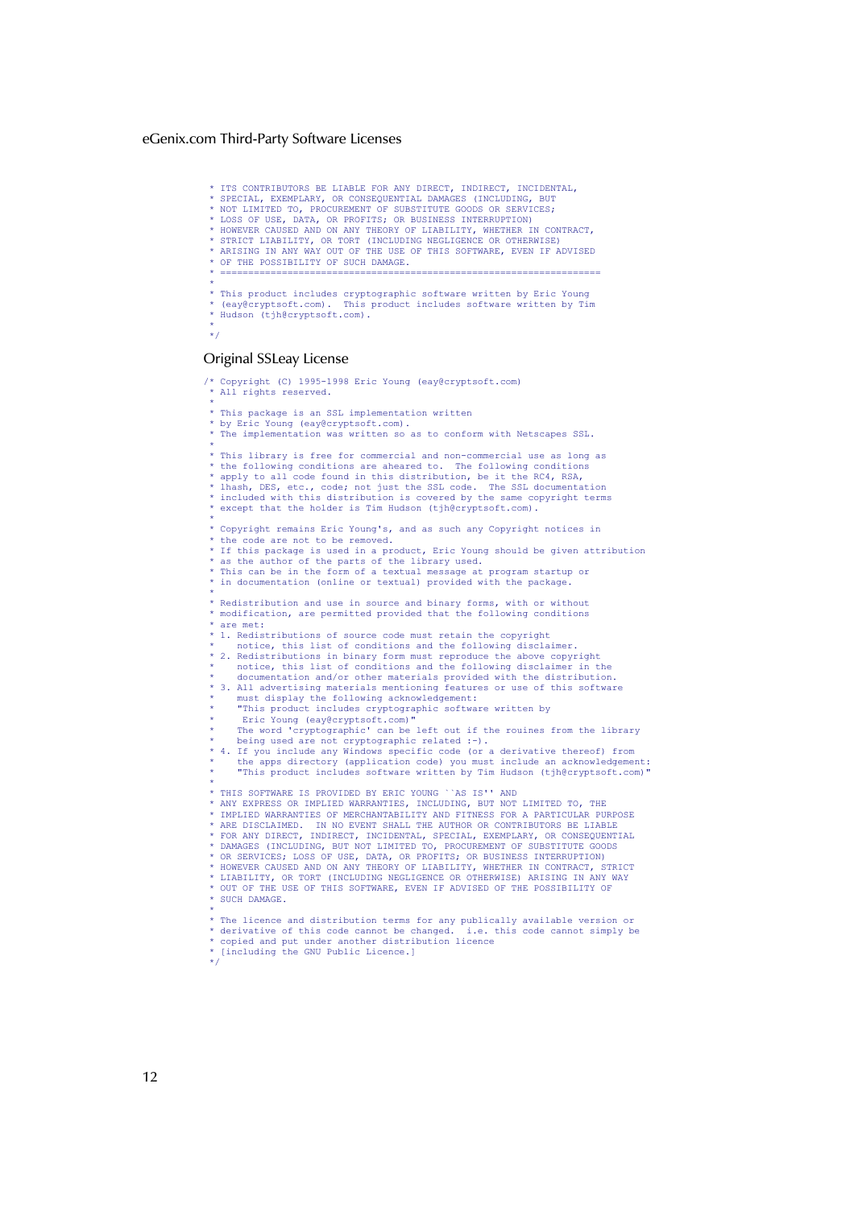```
 * ITS CONTRIBUTORS BE LIABLE FOR ANY DIRECT, INDIRECT, INCIDENTAL,
 * SPECIAL, EXEMPLARY, OR CONSEQUENTIAL DAMAGES (INCLUDING, BUT
 * NOT LIMITED TO, PROCUREMENT OF SUBSTITUTE GOODS OR SERVICES;
 * LOSS OF USE, DATA, OR PROFITS; OR BUSINESS INTERRUPTION)
 * HOWEVER CAUSED AND ON ANY THEORY OF LIABILITY, WHETHER IN CONTRACT,
 * STRICT LIABILITY, OR TORT (INCLUDING NEGLIGENCE OR OTHERWISE)
 * ARISING IN ANY WAY OUT OF THE USE OF THIS SOFTWARE, EVEN IF ADVISED
 * OF THE POSSIBILITY OF SUCH DAMAGE.
 * ====================================================================
 *
 * This product includes cryptographic software written by Eric Young
 * (eay@cryptsoft.com).  This product includes software written by Tim
 * Hudson (tjh@cryptsoft.com).
 *
 */
```

## Original SSLeay License

```
/* Copyright (C) 1995-1998 Eric Young (eay@cryptsoft.com)
 * All rights reserved.
 *
 * This package is an SSL implementation written
 * by Eric Young (eay@cryptsoft.com).
 * The implementation was written so as to conform with Netscapes SSL.
 *
 * This library is free for commercial and non-commercial use as long as
 * the following conditions are aheared to.  The following conditions
 * apply to all code found in this distribution, be it the RC4, RSA,
 * lhash, DES, etc., code; not just the SSL code.  The SSL documentation
 * included with this distribution is covered by the same copyright terms
 * except that the holder is Tim Hudson (tjh@cryptsoft.com).
 *
 * Copyright remains Eric Young's, and as such any Copyright notices in
 * the code are not to be removed.
 * If this package is used in a product, Eric Young should be given attribution
 * as the author of the parts of the library used.
 * This can be in the form of a textual message at program startup or
 * in documentation (online or textual) provided with the package.
 *
 * Redistribution and use in source and binary forms, with or without
 * modification, are permitted provided that the following conditions
 * are met:
 * 1. Redistributions of source code must retain the copyright
 *    notice, this list of conditions and the following disclaimer.
 * 2. Redistributions in binary form must reproduce the above copyright
 *    notice, this list of conditions and the following disclaimer in the
 *    documentation and/or other materials provided with the distribution.
 * 3. All advertising materials mentioning features or use of this software
 *    must display the following acknowledgement:
 *    "This product includes cryptographic software written by
 *     Eric Young (eay@cryptsoft.com)"
 *    The word 'cryptographic' can be left out if the rouines from the library
 *    being used are not cryptographic related :-).
 * 4. If you include any Windows specific code (or a derivative thereof) from
 *    the apps directory (application code) you must include an acknowledgement:
 *    "This product includes software written by Tim Hudson (tjh@cryptsoft.com)"
 *
 * THIS SOFTWARE IS PROVIDED BY ERIC YOUNG ``AS IS'' AND
 * ANY EXPRESS OR IMPLIED WARRANTIES, INCLUDING, BUT NOT LIMITED TO, THE
 * IMPLIED WARRANTIES OF MERCHANTABILITY AND FITNESS FOR A PARTICULAR PURPOSE
 * ARE DISCLAIMED.  IN NO EVENT SHALL THE AUTHOR OR CONTRIBUTORS BE LIABLE
 * FOR ANY DIRECT, INDIRECT, INCIDENTAL, SPECIAL, EXEMPLARY, OR CONSEQUENTIAL
 * DAMAGES (INCLUDING, BUT NOT LIMITED TO, PROCUREMENT OF SUBSTITUTE GOODS
 * OR SERVICES; LOSS OF USE, DATA, OR PROFITS; OR BUSINESS INTERRUPTION)
 * HOWEVER CAUSED AND ON ANY THEORY OF LIABILITY, WHETHER IN CONTRACT, STRICT
 * LIABILITY, OR TORT (INCLUDING NEGLIGENCE OR OTHERWISE) ARISING IN ANY WAY
 * OUT OF THE USE OF THIS SOFTWARE, EVEN IF ADVISED OF THE POSSIBILITY OF
 * SUCH DAMAGE.
 *
 * The licence and distribution terms for any publically available version or
 * derivative of this code cannot be changed.  i.e. this code cannot simply be
 * copied and put under another distribution licence
 * [including the GNU Public Licence.]
 */
```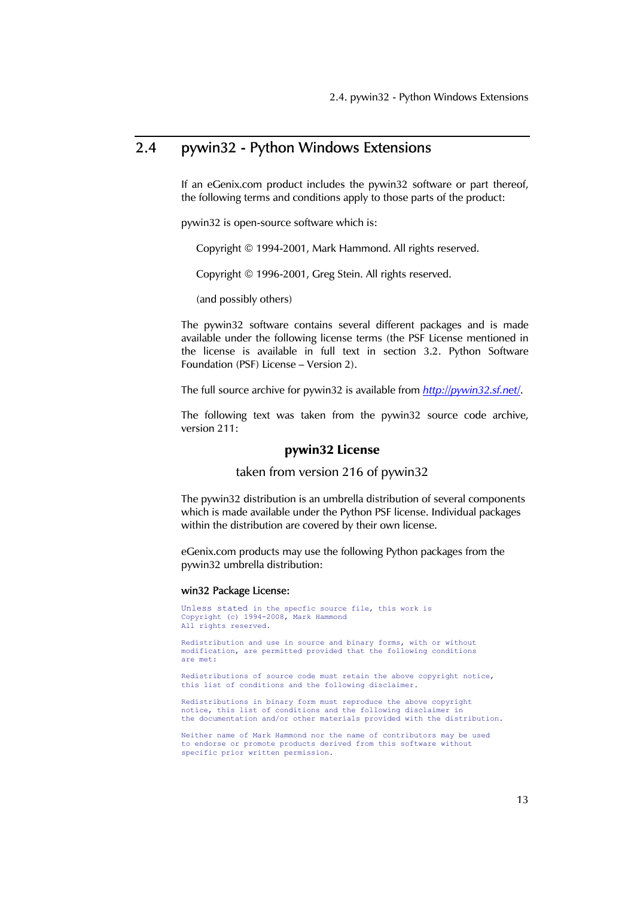## 2.4 pywin32 - Python Windows Extensions

If an eGenix.com product includes the pywin32 software or part thereof, the following terms and conditions apply to those parts of the product:

pywin32 is open-source software which is:

> Copyright © 1994-2001, Mark Hammond. All rights reserved.
>
> Copyright © 1996-2001, Greg Stein. All rights reserved.
>
> (and possibly others)

The pywin32 software contains several different packages and is made available under the following license terms (the PSF License mentioned in the license is available in full text in section 3.2. Python Software Foundation (PSF) License – Version 2).

The full source archive for pywin32 is available from *http://pywin32.sf.net/*.

The following text was taken from the pywin32 source code archive, version 211:

**pywin32 License**

taken from version 216 of pywin32

The pywin32 distribution is an umbrella distribution of several components which is made available under the Python PSF license. Individual packages within the distribution are covered by their own license.

eGenix.com products may use the following Python packages from the pywin32 umbrella distribution:

#### win32 Package License:

```
Unless stated in the specfic source file, this work is
Copyright (c) 1994-2008, Mark Hammond
All rights reserved.

Redistribution and use in source and binary forms, with or without
modification, are permitted provided that the following conditions
are met:

Redistributions of source code must retain the above copyright notice,
this list of conditions and the following disclaimer.

Redistributions in binary form must reproduce the above copyright
notice, this list of conditions and the following disclaimer in
the documentation and/or other materials provided with the distribution.

Neither name of Mark Hammond nor the name of contributors may be used
to endorse or promote products derived from this software without
specific prior written permission.
```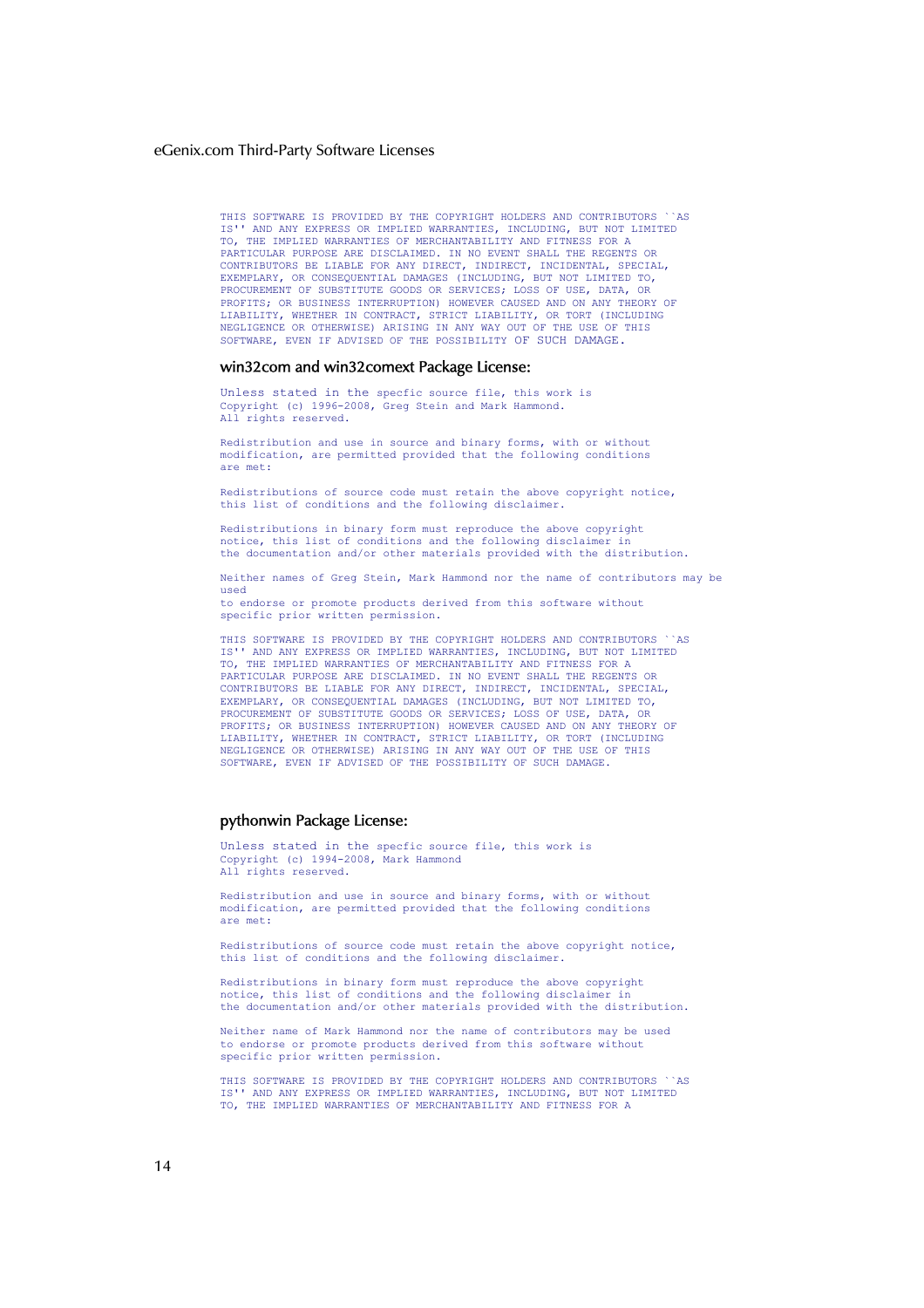```
THIS SOFTWARE IS PROVIDED BY THE COPYRIGHT HOLDERS AND CONTRIBUTORS ``AS
IS'' AND ANY EXPRESS OR IMPLIED WARRANTIES, INCLUDING, BUT NOT LIMITED
TO, THE IMPLIED WARRANTIES OF MERCHANTABILITY AND FITNESS FOR A
PARTICULAR PURPOSE ARE DISCLAIMED. IN NO EVENT SHALL THE REGENTS OR
CONTRIBUTORS BE LIABLE FOR ANY DIRECT, INDIRECT, INCIDENTAL, SPECIAL,
EXEMPLARY, OR CONSEQUENTIAL DAMAGES (INCLUDING, BUT NOT LIMITED TO,
PROCUREMENT OF SUBSTITUTE GOODS OR SERVICES; LOSS OF USE, DATA, OR
PROFITS; OR BUSINESS INTERRUPTION) HOWEVER CAUSED AND ON ANY THEORY OF
LIABILITY, WHETHER IN CONTRACT, STRICT LIABILITY, OR TORT (INCLUDING
NEGLIGENCE OR OTHERWISE) ARISING IN ANY WAY OUT OF THE USE OF THIS
SOFTWARE, EVEN IF ADVISED OF THE POSSIBILITY OF SUCH DAMAGE.
```

### win32com and win32comext Package License:

```
Unless stated in the specfic source file, this work is
Copyright (c) 1996-2008, Greg Stein and Mark Hammond.
All rights reserved.

Redistribution and use in source and binary forms, with or without
modification, are permitted provided that the following conditions
are met:

Redistributions of source code must retain the above copyright notice,
this list of conditions and the following disclaimer.

Redistributions in binary form must reproduce the above copyright
notice, this list of conditions and the following disclaimer in
the documentation and/or other materials provided with the distribution.

Neither names of Greg Stein, Mark Hammond nor the name of contributors may be
used
to endorse or promote products derived from this software without
specific prior written permission.

THIS SOFTWARE IS PROVIDED BY THE COPYRIGHT HOLDERS AND CONTRIBUTORS ``AS
IS'' AND ANY EXPRESS OR IMPLIED WARRANTIES, INCLUDING, BUT NOT LIMITED
TO, THE IMPLIED WARRANTIES OF MERCHANTABILITY AND FITNESS FOR A
PARTICULAR PURPOSE ARE DISCLAIMED. IN NO EVENT SHALL THE REGENTS OR
CONTRIBUTORS BE LIABLE FOR ANY DIRECT, INDIRECT, INCIDENTAL, SPECIAL,
EXEMPLARY, OR CONSEQUENTIAL DAMAGES (INCLUDING, BUT NOT LIMITED TO,
PROCUREMENT OF SUBSTITUTE GOODS OR SERVICES; LOSS OF USE, DATA, OR
PROFITS; OR BUSINESS INTERRUPTION) HOWEVER CAUSED AND ON ANY THEORY OF
LIABILITY, WHETHER IN CONTRACT, STRICT LIABILITY, OR TORT (INCLUDING
NEGLIGENCE OR OTHERWISE) ARISING IN ANY WAY OUT OF THE USE OF THIS
SOFTWARE, EVEN IF ADVISED OF THE POSSIBILITY OF SUCH DAMAGE.
```

### pythonwin Package License:

```
Unless stated in the specfic source file, this work is
Copyright (c) 1994-2008, Mark Hammond
All rights reserved.

Redistribution and use in source and binary forms, with or without
modification, are permitted provided that the following conditions
are met:

Redistributions of source code must retain the above copyright notice,
this list of conditions and the following disclaimer.

Redistributions in binary form must reproduce the above copyright
notice, this list of conditions and the following disclaimer in
the documentation and/or other materials provided with the distribution.

Neither name of Mark Hammond nor the name of contributors may be used
to endorse or promote products derived from this software without
specific prior written permission.

THIS SOFTWARE IS PROVIDED BY THE COPYRIGHT HOLDERS AND CONTRIBUTORS ``AS
IS'' AND ANY EXPRESS OR IMPLIED WARRANTIES, INCLUDING, BUT NOT LIMITED
TO, THE IMPLIED WARRANTIES OF MERCHANTABILITY AND FITNESS FOR A
```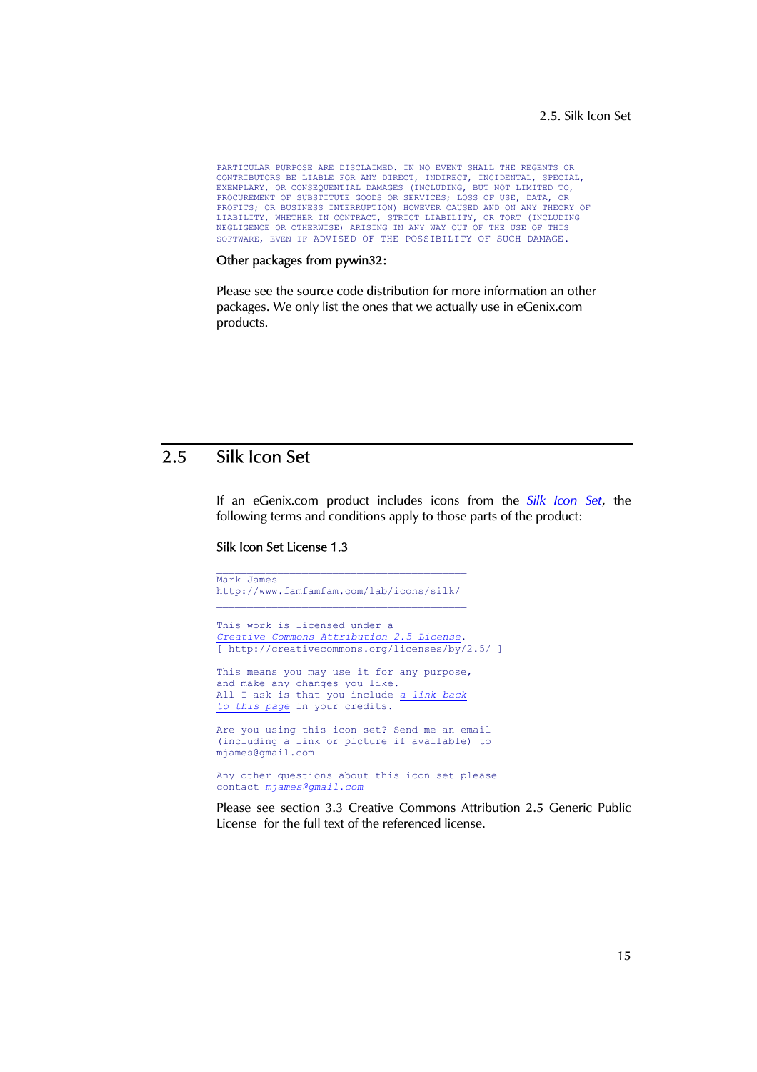```
PARTICULAR PURPOSE ARE DISCLAIMED. IN NO EVENT SHALL THE REGENTS OR
CONTRIBUTORS BE LIABLE FOR ANY DIRECT, INDIRECT, INCIDENTAL, SPECIAL,
EXEMPLARY, OR CONSEQUENTIAL DAMAGES (INCLUDING, BUT NOT LIMITED TO,
PROCUREMENT OF SUBSTITUTE GOODS OR SERVICES; LOSS OF USE, DATA, OR
PROFITS; OR BUSINESS INTERRUPTION) HOWEVER CAUSED AND ON ANY THEORY OF
LIABILITY, WHETHER IN CONTRACT, STRICT LIABILITY, OR TORT (INCLUDING
NEGLIGENCE OR OTHERWISE) ARISING IN ANY WAY OUT OF THE USE OF THIS
SOFTWARE, EVEN IF ADVISED OF THE POSSIBILITY OF SUCH DAMAGE.
```

### Other packages from pywin32:

Please see the source code distribution for more information an other packages. We only list the ones that we actually use in eGenix.com products.

## 2.5 Silk Icon Set

If an eGenix.com product includes icons from the *Silk Icon Set*, the following terms and conditions apply to those parts of the product:

### Silk Icon Set License 1.3

```
_______________________________________________
Mark James
http://www.famfamfam.com/lab/icons/silk/
_______________________________________________

This work is licensed under a
Creative Commons Attribution 2.5 License.
[ http://creativecommons.org/licenses/by/2.5/ ]

This means you may use it for any purpose,
and make any changes you like.
All I ask is that you include a link back
to this page in your credits.

Are you using this icon set? Send me an email
(including a link or picture if available) to
mjames@gmail.com

Any other questions about this icon set please
contact mjames@gmail.com
```

Please see section 3.3 Creative Commons Attribution 2.5 Generic Public License for the full text of the referenced license.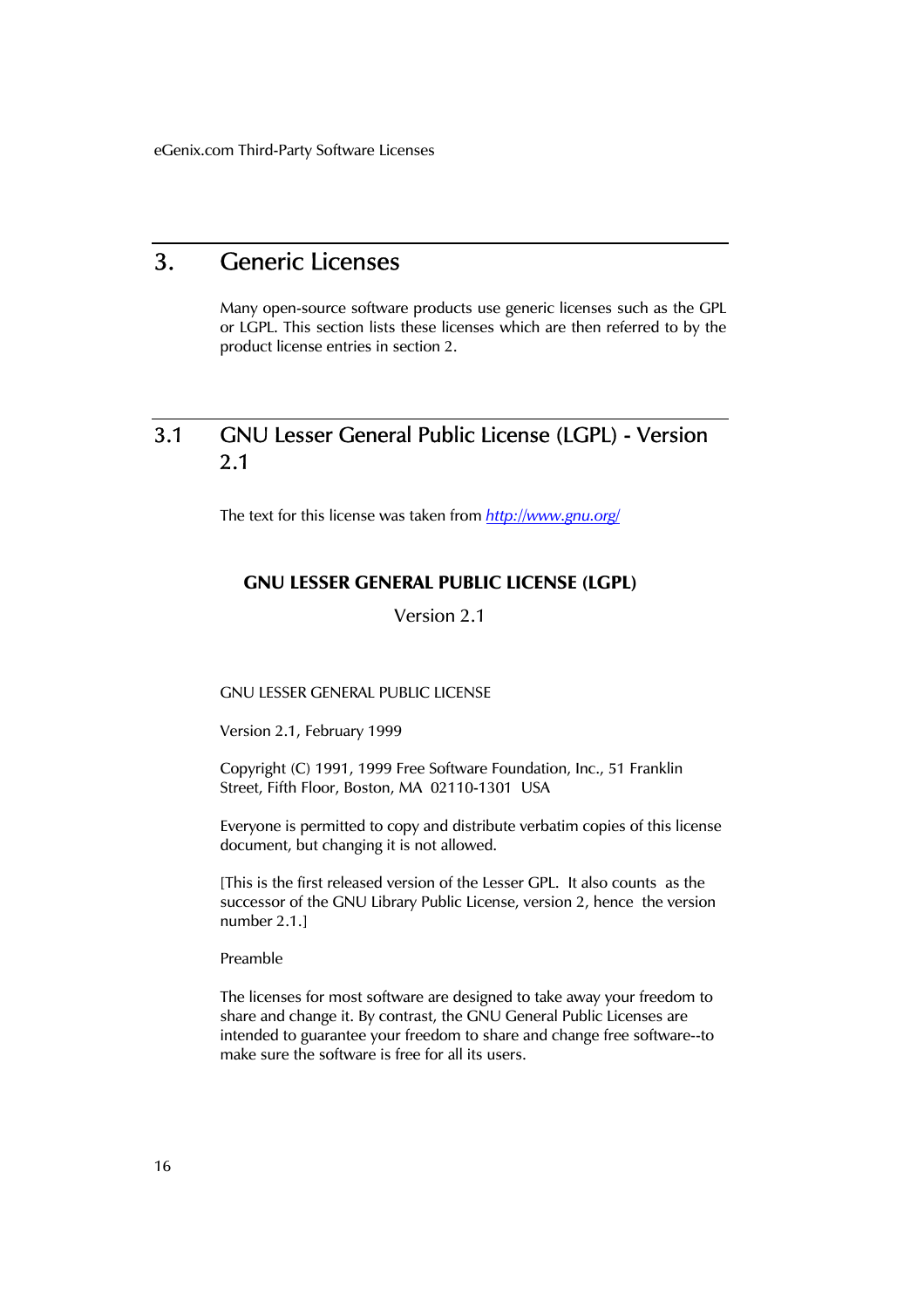# 3. Generic Licenses

Many open-source software products use generic licenses such as the GPL or LGPL. This section lists these licenses which are then referred to by the product license entries in section 2.

## 3.1 GNU Lesser General Public License (LGPL) - Version 2.1

The text for this license was taken from *http://www.gnu.org/*

**GNU LESSER GENERAL PUBLIC LICENSE (LGPL)**

Version 2.1

GNU LESSER GENERAL PUBLIC LICENSE

Version 2.1, February 1999

Copyright (C) 1991, 1999 Free Software Foundation, Inc., 51 Franklin Street, Fifth Floor, Boston, MA 02110-1301 USA

Everyone is permitted to copy and distribute verbatim copies of this license document, but changing it is not allowed.

[This is the first released version of the Lesser GPL. It also counts as the successor of the GNU Library Public License, version 2, hence the version number 2.1.]

Preamble

The licenses for most software are designed to take away your freedom to share and change it. By contrast, the GNU General Public Licenses are intended to guarantee your freedom to share and change free software--to make sure the software is free for all its users.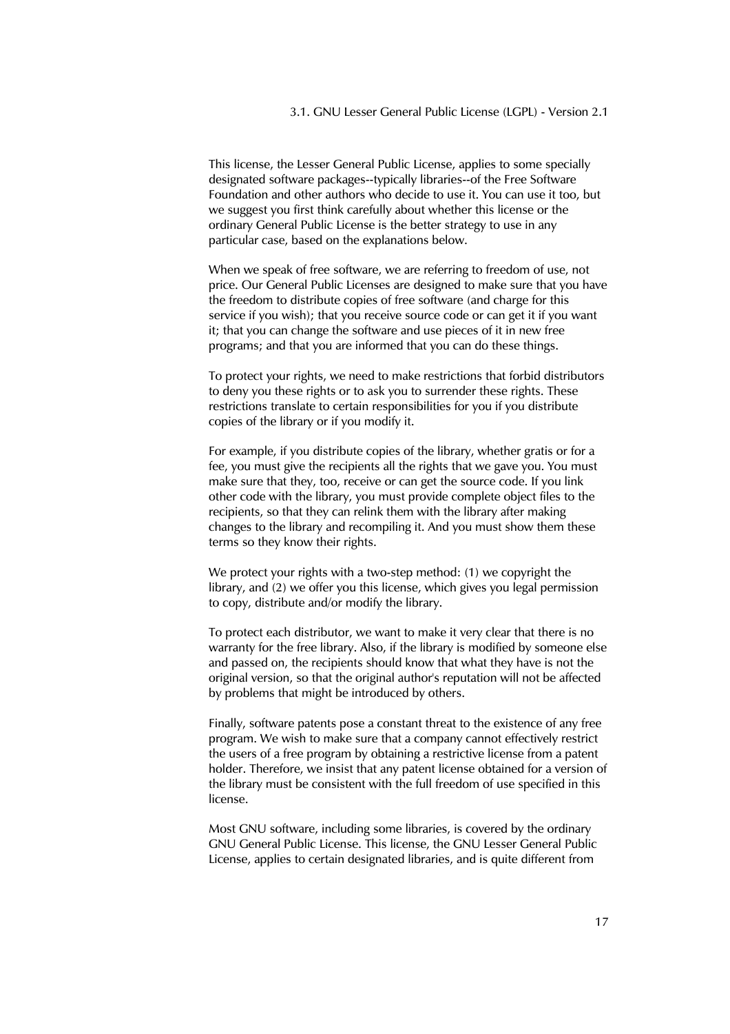This license, the Lesser General Public License, applies to some specially designated software packages--typically libraries--of the Free Software Foundation and other authors who decide to use it. You can use it too, but we suggest you first think carefully about whether this license or the ordinary General Public License is the better strategy to use in any particular case, based on the explanations below.

When we speak of free software, we are referring to freedom of use, not price. Our General Public Licenses are designed to make sure that you have the freedom to distribute copies of free software (and charge for this service if you wish); that you receive source code or can get it if you want it; that you can change the software and use pieces of it in new free programs; and that you are informed that you can do these things.

To protect your rights, we need to make restrictions that forbid distributors to deny you these rights or to ask you to surrender these rights. These restrictions translate to certain responsibilities for you if you distribute copies of the library or if you modify it.

For example, if you distribute copies of the library, whether gratis or for a fee, you must give the recipients all the rights that we gave you. You must make sure that they, too, receive or can get the source code. If you link other code with the library, you must provide complete object files to the recipients, so that they can relink them with the library after making changes to the library and recompiling it. And you must show them these terms so they know their rights.

We protect your rights with a two-step method: (1) we copyright the library, and (2) we offer you this license, which gives you legal permission to copy, distribute and/or modify the library.

To protect each distributor, we want to make it very clear that there is no warranty for the free library. Also, if the library is modified by someone else and passed on, the recipients should know that what they have is not the original version, so that the original author's reputation will not be affected by problems that might be introduced by others.

Finally, software patents pose a constant threat to the existence of any free program. We wish to make sure that a company cannot effectively restrict the users of a free program by obtaining a restrictive license from a patent holder. Therefore, we insist that any patent license obtained for a version of the library must be consistent with the full freedom of use specified in this license.

Most GNU software, including some libraries, is covered by the ordinary GNU General Public License. This license, the GNU Lesser General Public License, applies to certain designated libraries, and is quite different from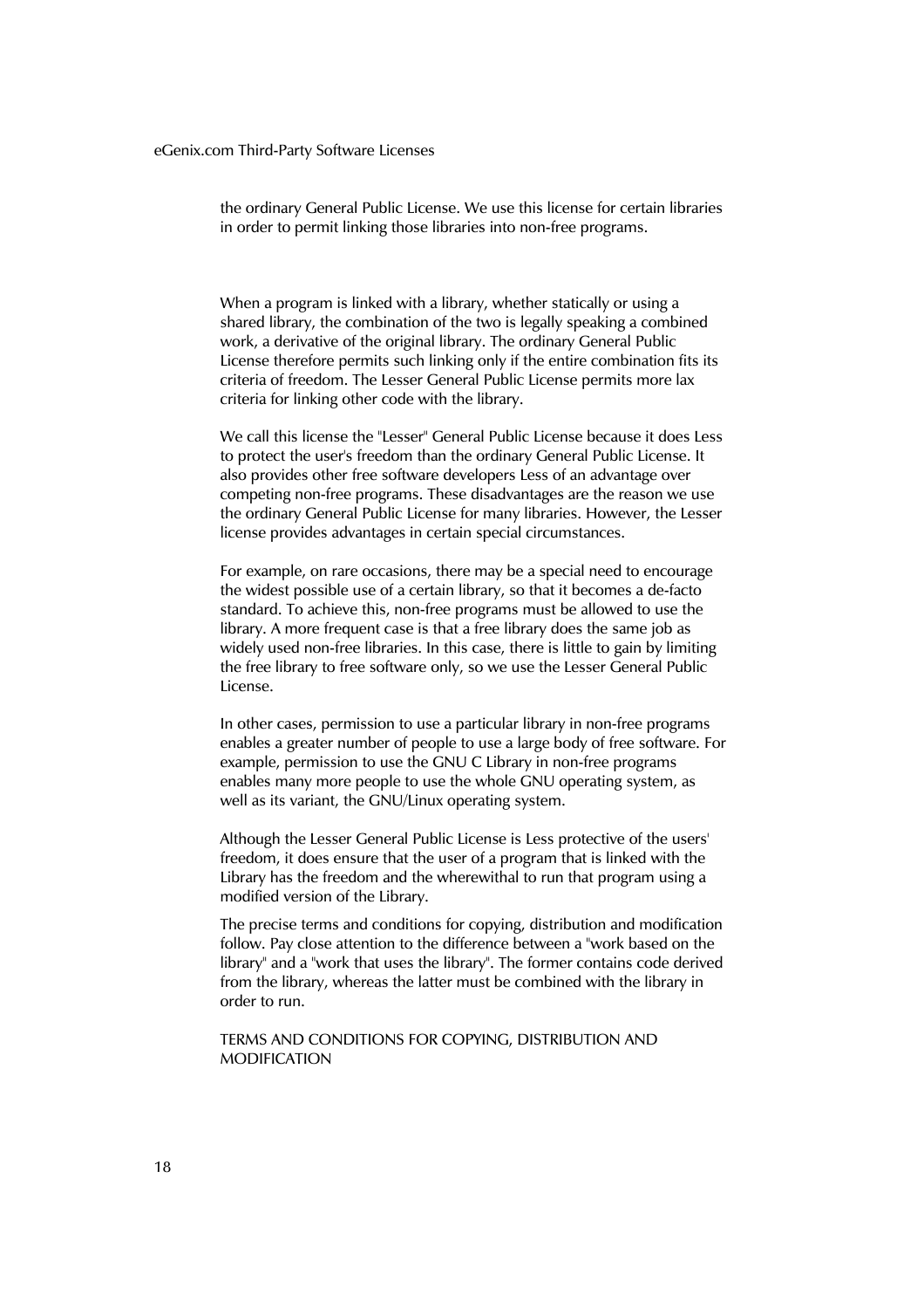the ordinary General Public License. We use this license for certain libraries in order to permit linking those libraries into non-free programs.

When a program is linked with a library, whether statically or using a shared library, the combination of the two is legally speaking a combined work, a derivative of the original library. The ordinary General Public License therefore permits such linking only if the entire combination fits its criteria of freedom. The Lesser General Public License permits more lax criteria for linking other code with the library.

We call this license the "Lesser" General Public License because it does Less to protect the user's freedom than the ordinary General Public License. It also provides other free software developers Less of an advantage over competing non-free programs. These disadvantages are the reason we use the ordinary General Public License for many libraries. However, the Lesser license provides advantages in certain special circumstances.

For example, on rare occasions, there may be a special need to encourage the widest possible use of a certain library, so that it becomes a de-facto standard. To achieve this, non-free programs must be allowed to use the library. A more frequent case is that a free library does the same job as widely used non-free libraries. In this case, there is little to gain by limiting the free library to free software only, so we use the Lesser General Public License.

In other cases, permission to use a particular library in non-free programs enables a greater number of people to use a large body of free software. For example, permission to use the GNU C Library in non-free programs enables many more people to use the whole GNU operating system, as well as its variant, the GNU/Linux operating system.

Although the Lesser General Public License is Less protective of the users' freedom, it does ensure that the user of a program that is linked with the Library has the freedom and the wherewithal to run that program using a modified version of the Library.

The precise terms and conditions for copying, distribution and modification follow. Pay close attention to the difference between a "work based on the library" and a "work that uses the library". The former contains code derived from the library, whereas the latter must be combined with the library in order to run.

TERMS AND CONDITIONS FOR COPYING, DISTRIBUTION AND MODIFICATION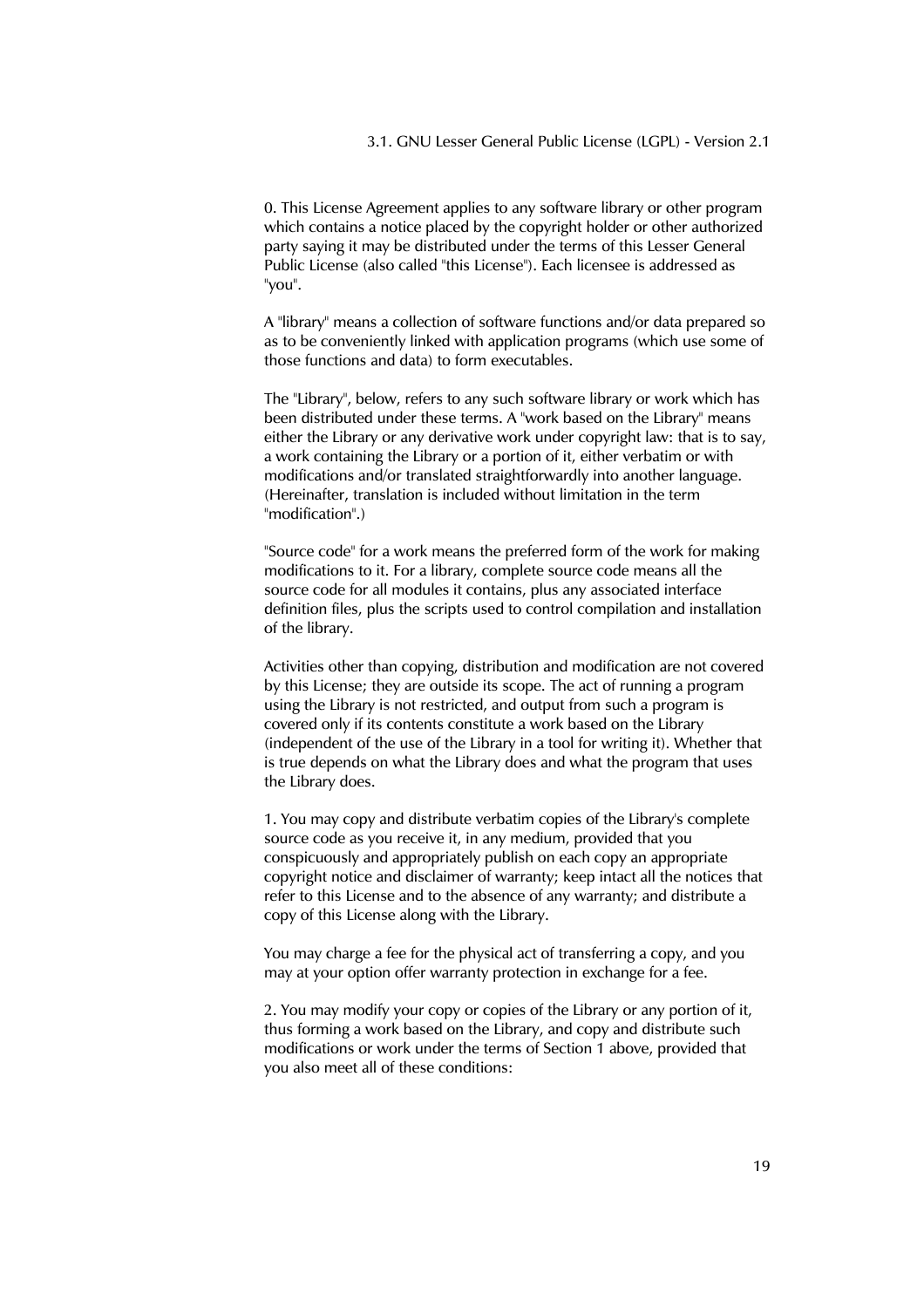0. This License Agreement applies to any software library or other program which contains a notice placed by the copyright holder or other authorized party saying it may be distributed under the terms of this Lesser General Public License (also called "this License"). Each licensee is addressed as "you".

A "library" means a collection of software functions and/or data prepared so as to be conveniently linked with application programs (which use some of those functions and data) to form executables.

The "Library", below, refers to any such software library or work which has been distributed under these terms. A "work based on the Library" means either the Library or any derivative work under copyright law: that is to say, a work containing the Library or a portion of it, either verbatim or with modifications and/or translated straightforwardly into another language. (Hereinafter, translation is included without limitation in the term "modification".)

"Source code" for a work means the preferred form of the work for making modifications to it. For a library, complete source code means all the source code for all modules it contains, plus any associated interface definition files, plus the scripts used to control compilation and installation of the library.

Activities other than copying, distribution and modification are not covered by this License; they are outside its scope. The act of running a program using the Library is not restricted, and output from such a program is covered only if its contents constitute a work based on the Library (independent of the use of the Library in a tool for writing it). Whether that is true depends on what the Library does and what the program that uses the Library does.

1. You may copy and distribute verbatim copies of the Library's complete source code as you receive it, in any medium, provided that you conspicuously and appropriately publish on each copy an appropriate copyright notice and disclaimer of warranty; keep intact all the notices that refer to this License and to the absence of any warranty; and distribute a copy of this License along with the Library.

You may charge a fee for the physical act of transferring a copy, and you may at your option offer warranty protection in exchange for a fee.

2. You may modify your copy or copies of the Library or any portion of it, thus forming a work based on the Library, and copy and distribute such modifications or work under the terms of Section 1 above, provided that you also meet all of these conditions: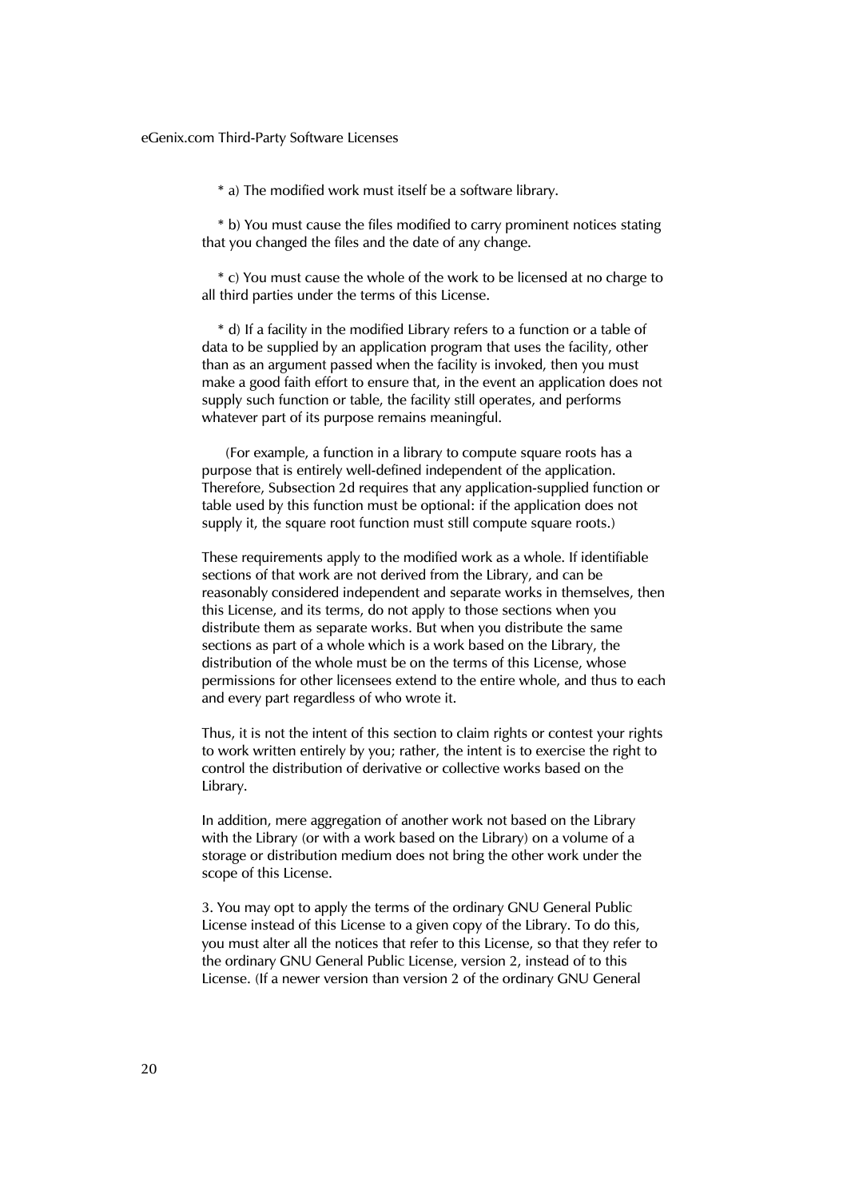* a) The modified work must itself be a software library.

* b) You must cause the files modified to carry prominent notices stating that you changed the files and the date of any change.

* c) You must cause the whole of the work to be licensed at no charge to all third parties under the terms of this License.

* d) If a facility in the modified Library refers to a function or a table of data to be supplied by an application program that uses the facility, other than as an argument passed when the facility is invoked, then you must make a good faith effort to ensure that, in the event an application does not supply such function or table, the facility still operates, and performs whatever part of its purpose remains meaningful.

(For example, a function in a library to compute square roots has a purpose that is entirely well-defined independent of the application. Therefore, Subsection 2d requires that any application-supplied function or table used by this function must be optional: if the application does not supply it, the square root function must still compute square roots.)

These requirements apply to the modified work as a whole. If identifiable sections of that work are not derived from the Library, and can be reasonably considered independent and separate works in themselves, then this License, and its terms, do not apply to those sections when you distribute them as separate works. But when you distribute the same sections as part of a whole which is a work based on the Library, the distribution of the whole must be on the terms of this License, whose permissions for other licensees extend to the entire whole, and thus to each and every part regardless of who wrote it.

Thus, it is not the intent of this section to claim rights or contest your rights to work written entirely by you; rather, the intent is to exercise the right to control the distribution of derivative or collective works based on the Library.

In addition, mere aggregation of another work not based on the Library with the Library (or with a work based on the Library) on a volume of a storage or distribution medium does not bring the other work under the scope of this License.

3. You may opt to apply the terms of the ordinary GNU General Public License instead of this License to a given copy of the Library. To do this, you must alter all the notices that refer to this License, so that they refer to the ordinary GNU General Public License, version 2, instead of to this License. (If a newer version than version 2 of the ordinary GNU General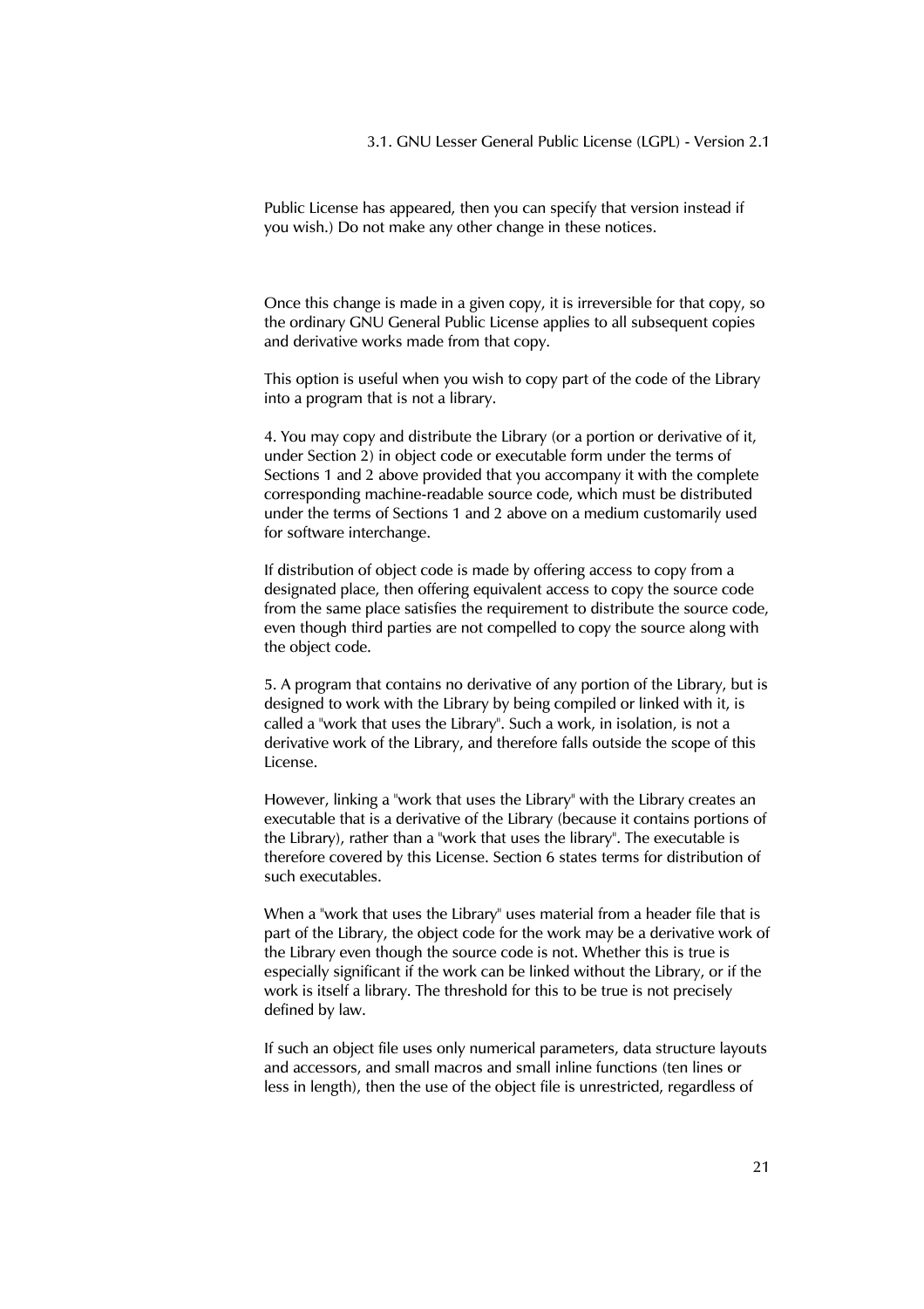Public License has appeared, then you can specify that version instead if you wish.) Do not make any other change in these notices.

Once this change is made in a given copy, it is irreversible for that copy, so the ordinary GNU General Public License applies to all subsequent copies and derivative works made from that copy.

This option is useful when you wish to copy part of the code of the Library into a program that is not a library.

4. You may copy and distribute the Library (or a portion or derivative of it, under Section 2) in object code or executable form under the terms of Sections 1 and 2 above provided that you accompany it with the complete corresponding machine-readable source code, which must be distributed under the terms of Sections 1 and 2 above on a medium customarily used for software interchange.

If distribution of object code is made by offering access to copy from a designated place, then offering equivalent access to copy the source code from the same place satisfies the requirement to distribute the source code, even though third parties are not compelled to copy the source along with the object code.

5. A program that contains no derivative of any portion of the Library, but is designed to work with the Library by being compiled or linked with it, is called a "work that uses the Library". Such a work, in isolation, is not a derivative work of the Library, and therefore falls outside the scope of this License.

However, linking a "work that uses the Library" with the Library creates an executable that is a derivative of the Library (because it contains portions of the Library), rather than a "work that uses the library". The executable is therefore covered by this License. Section 6 states terms for distribution of such executables.

When a "work that uses the Library" uses material from a header file that is part of the Library, the object code for the work may be a derivative work of the Library even though the source code is not. Whether this is true is especially significant if the work can be linked without the Library, or if the work is itself a library. The threshold for this to be true is not precisely defined by law.

If such an object file uses only numerical parameters, data structure layouts and accessors, and small macros and small inline functions (ten lines or less in length), then the use of the object file is unrestricted, regardless of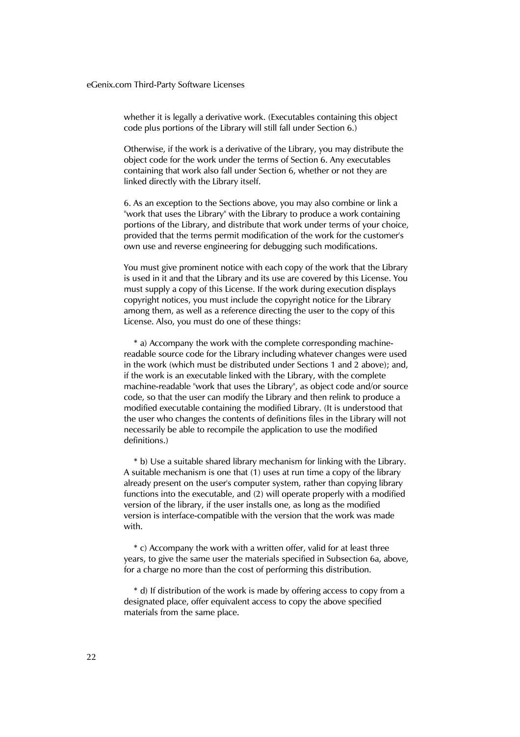whether it is legally a derivative work. (Executables containing this object code plus portions of the Library will still fall under Section 6.)

Otherwise, if the work is a derivative of the Library, you may distribute the object code for the work under the terms of Section 6. Any executables containing that work also fall under Section 6, whether or not they are linked directly with the Library itself.

6. As an exception to the Sections above, you may also combine or link a "work that uses the Library" with the Library to produce a work containing portions of the Library, and distribute that work under terms of your choice, provided that the terms permit modification of the work for the customer's own use and reverse engineering for debugging such modifications.

You must give prominent notice with each copy of the work that the Library is used in it and that the Library and its use are covered by this License. You must supply a copy of this License. If the work during execution displays copyright notices, you must include the copyright notice for the Library among them, as well as a reference directing the user to the copy of this License. Also, you must do one of these things:

* a) Accompany the work with the complete corresponding machine-readable source code for the Library including whatever changes were used in the work (which must be distributed under Sections 1 and 2 above); and, if the work is an executable linked with the Library, with the complete machine-readable "work that uses the Library", as object code and/or source code, so that the user can modify the Library and then relink to produce a modified executable containing the modified Library. (It is understood that the user who changes the contents of definitions files in the Library will not necessarily be able to recompile the application to use the modified definitions.)

* b) Use a suitable shared library mechanism for linking with the Library. A suitable mechanism is one that (1) uses at run time a copy of the library already present on the user's computer system, rather than copying library functions into the executable, and (2) will operate properly with a modified version of the library, if the user installs one, as long as the modified version is interface-compatible with the version that the work was made with.

* c) Accompany the work with a written offer, valid for at least three years, to give the same user the materials specified in Subsection 6a, above, for a charge no more than the cost of performing this distribution.

* d) If distribution of the work is made by offering access to copy from a designated place, offer equivalent access to copy the above specified materials from the same place.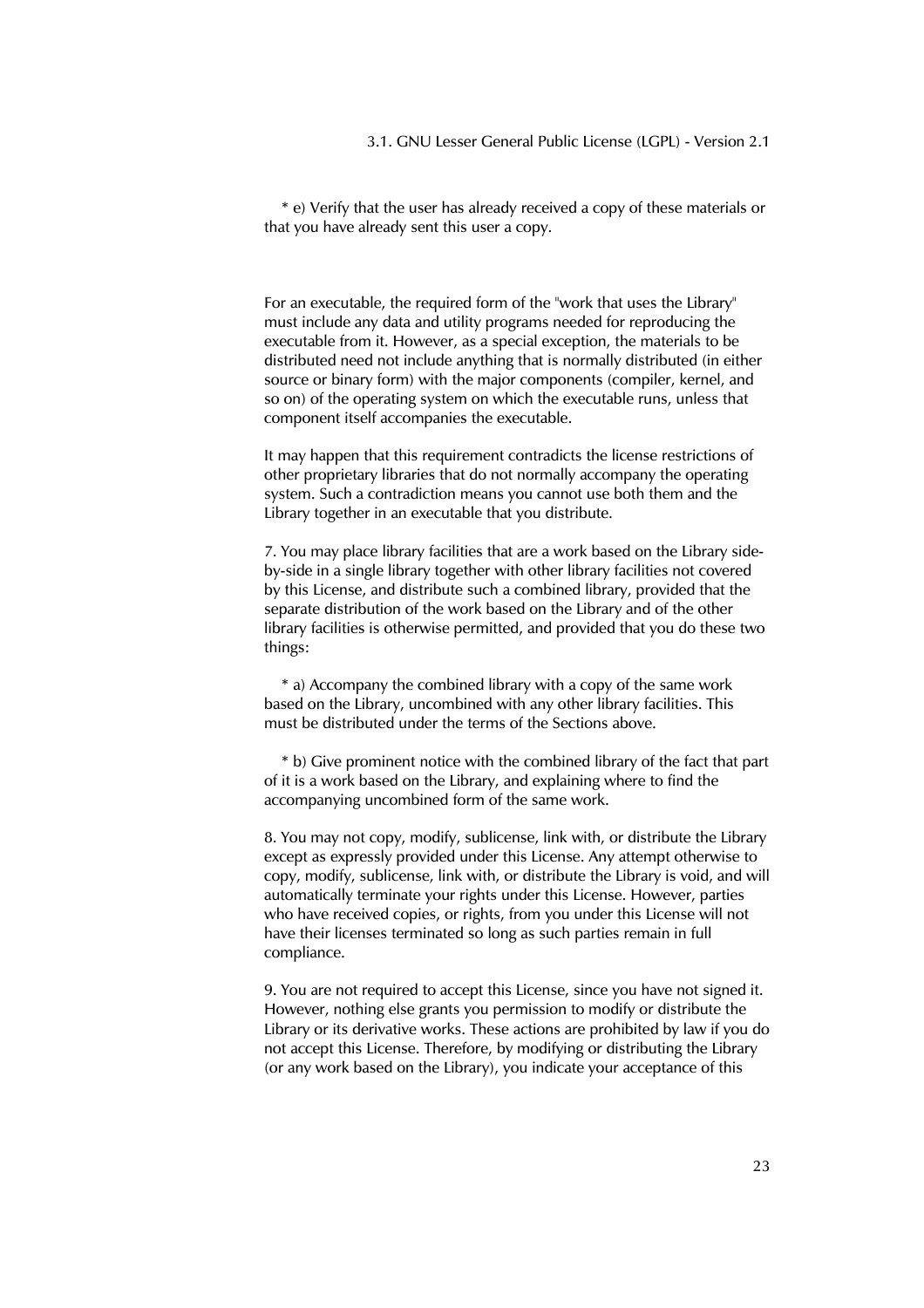* e) Verify that the user has already received a copy of these materials or that you have already sent this user a copy.

For an executable, the required form of the "work that uses the Library" must include any data and utility programs needed for reproducing the executable from it. However, as a special exception, the materials to be distributed need not include anything that is normally distributed (in either source or binary form) with the major components (compiler, kernel, and so on) of the operating system on which the executable runs, unless that component itself accompanies the executable.

It may happen that this requirement contradicts the license restrictions of other proprietary libraries that do not normally accompany the operating system. Such a contradiction means you cannot use both them and the Library together in an executable that you distribute.

7. You may place library facilities that are a work based on the Library side-by-side in a single library together with other library facilities not covered by this License, and distribute such a combined library, provided that the separate distribution of the work based on the Library and of the other library facilities is otherwise permitted, and provided that you do these two things:

* a) Accompany the combined library with a copy of the same work based on the Library, uncombined with any other library facilities. This must be distributed under the terms of the Sections above.

* b) Give prominent notice with the combined library of the fact that part of it is a work based on the Library, and explaining where to find the accompanying uncombined form of the same work.

8. You may not copy, modify, sublicense, link with, or distribute the Library except as expressly provided under this License. Any attempt otherwise to copy, modify, sublicense, link with, or distribute the Library is void, and will automatically terminate your rights under this License. However, parties who have received copies, or rights, from you under this License will not have their licenses terminated so long as such parties remain in full compliance.

9. You are not required to accept this License, since you have not signed it. However, nothing else grants you permission to modify or distribute the Library or its derivative works. These actions are prohibited by law if you do not accept this License. Therefore, by modifying or distributing the Library (or any work based on the Library), you indicate your acceptance of this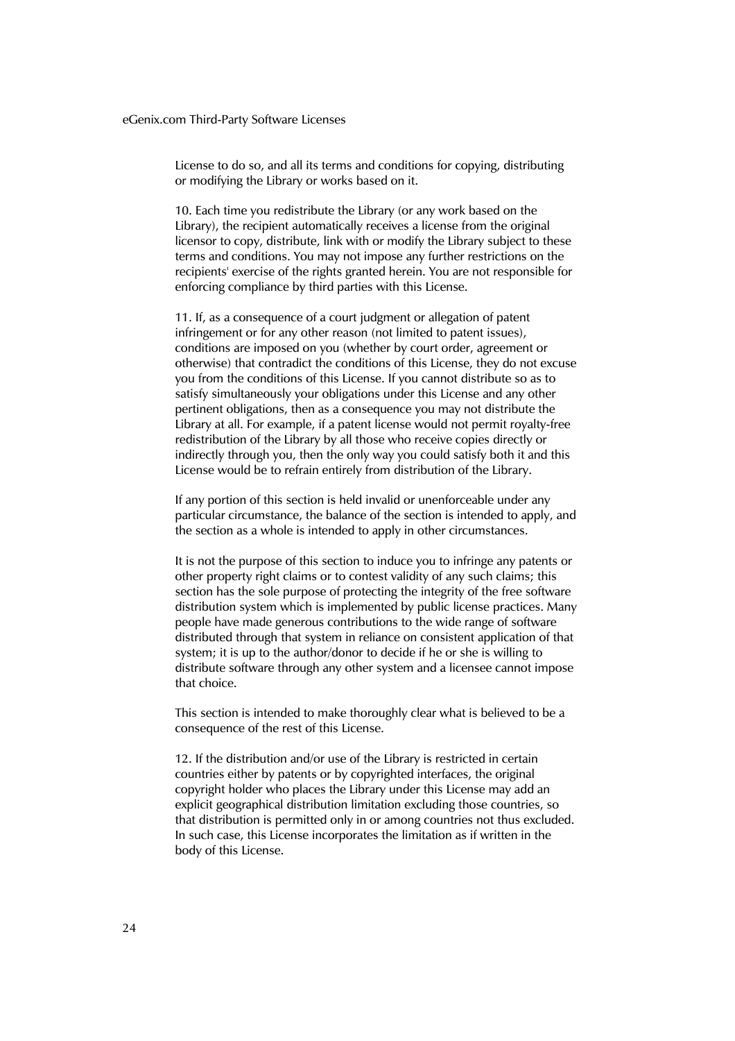License to do so, and all its terms and conditions for copying, distributing or modifying the Library or works based on it.

10. Each time you redistribute the Library (or any work based on the Library), the recipient automatically receives a license from the original licensor to copy, distribute, link with or modify the Library subject to these terms and conditions. You may not impose any further restrictions on the recipients' exercise of the rights granted herein. You are not responsible for enforcing compliance by third parties with this License.

11. If, as a consequence of a court judgment or allegation of patent infringement or for any other reason (not limited to patent issues), conditions are imposed on you (whether by court order, agreement or otherwise) that contradict the conditions of this License, they do not excuse you from the conditions of this License. If you cannot distribute so as to satisfy simultaneously your obligations under this License and any other pertinent obligations, then as a consequence you may not distribute the Library at all. For example, if a patent license would not permit royalty-free redistribution of the Library by all those who receive copies directly or indirectly through you, then the only way you could satisfy both it and this License would be to refrain entirely from distribution of the Library.

If any portion of this section is held invalid or unenforceable under any particular circumstance, the balance of the section is intended to apply, and the section as a whole is intended to apply in other circumstances.

It is not the purpose of this section to induce you to infringe any patents or other property right claims or to contest validity of any such claims; this section has the sole purpose of protecting the integrity of the free software distribution system which is implemented by public license practices. Many people have made generous contributions to the wide range of software distributed through that system in reliance on consistent application of that system; it is up to the author/donor to decide if he or she is willing to distribute software through any other system and a licensee cannot impose that choice.

This section is intended to make thoroughly clear what is believed to be a consequence of the rest of this License.

12. If the distribution and/or use of the Library is restricted in certain countries either by patents or by copyrighted interfaces, the original copyright holder who places the Library under this License may add an explicit geographical distribution limitation excluding those countries, so that distribution is permitted only in or among countries not thus excluded. In such case, this License incorporates the limitation as if written in the body of this License.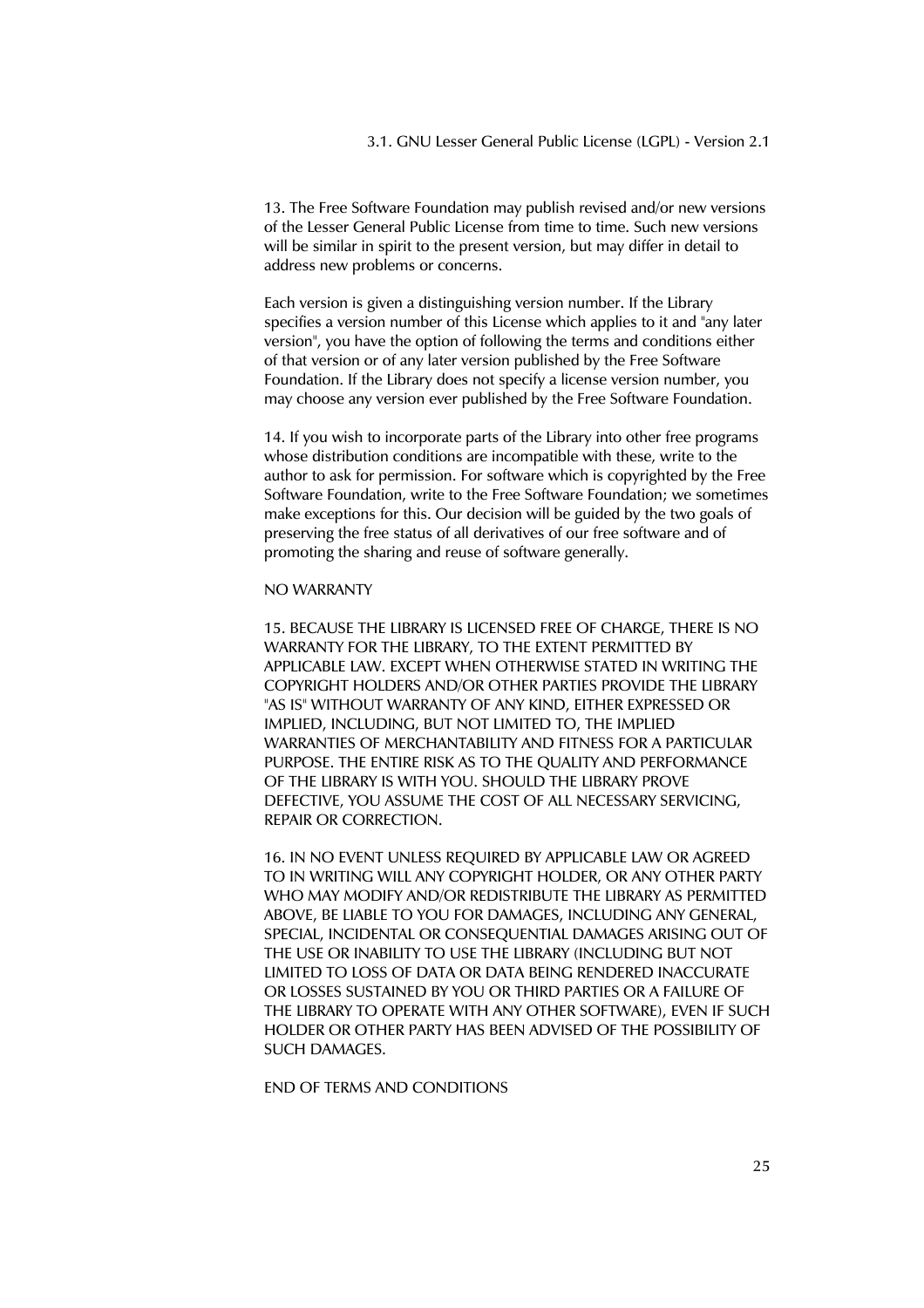13. The Free Software Foundation may publish revised and/or new versions of the Lesser General Public License from time to time. Such new versions will be similar in spirit to the present version, but may differ in detail to address new problems or concerns.

Each version is given a distinguishing version number. If the Library specifies a version number of this License which applies to it and "any later version", you have the option of following the terms and conditions either of that version or of any later version published by the Free Software Foundation. If the Library does not specify a license version number, you may choose any version ever published by the Free Software Foundation.

14. If you wish to incorporate parts of the Library into other free programs whose distribution conditions are incompatible with these, write to the author to ask for permission. For software which is copyrighted by the Free Software Foundation, write to the Free Software Foundation; we sometimes make exceptions for this. Our decision will be guided by the two goals of preserving the free status of all derivatives of our free software and of promoting the sharing and reuse of software generally.

NO WARRANTY

15. BECAUSE THE LIBRARY IS LICENSED FREE OF CHARGE, THERE IS NO WARRANTY FOR THE LIBRARY, TO THE EXTENT PERMITTED BY APPLICABLE LAW. EXCEPT WHEN OTHERWISE STATED IN WRITING THE COPYRIGHT HOLDERS AND/OR OTHER PARTIES PROVIDE THE LIBRARY "AS IS" WITHOUT WARRANTY OF ANY KIND, EITHER EXPRESSED OR IMPLIED, INCLUDING, BUT NOT LIMITED TO, THE IMPLIED WARRANTIES OF MERCHANTABILITY AND FITNESS FOR A PARTICULAR PURPOSE. THE ENTIRE RISK AS TO THE QUALITY AND PERFORMANCE OF THE LIBRARY IS WITH YOU. SHOULD THE LIBRARY PROVE DEFECTIVE, YOU ASSUME THE COST OF ALL NECESSARY SERVICING, REPAIR OR CORRECTION.

16. IN NO EVENT UNLESS REQUIRED BY APPLICABLE LAW OR AGREED TO IN WRITING WILL ANY COPYRIGHT HOLDER, OR ANY OTHER PARTY WHO MAY MODIFY AND/OR REDISTRIBUTE THE LIBRARY AS PERMITTED ABOVE, BE LIABLE TO YOU FOR DAMAGES, INCLUDING ANY GENERAL, SPECIAL, INCIDENTAL OR CONSEQUENTIAL DAMAGES ARISING OUT OF THE USE OR INABILITY TO USE THE LIBRARY (INCLUDING BUT NOT LIMITED TO LOSS OF DATA OR DATA BEING RENDERED INACCURATE OR LOSSES SUSTAINED BY YOU OR THIRD PARTIES OR A FAILURE OF THE LIBRARY TO OPERATE WITH ANY OTHER SOFTWARE), EVEN IF SUCH HOLDER OR OTHER PARTY HAS BEEN ADVISED OF THE POSSIBILITY OF SUCH DAMAGES.

END OF TERMS AND CONDITIONS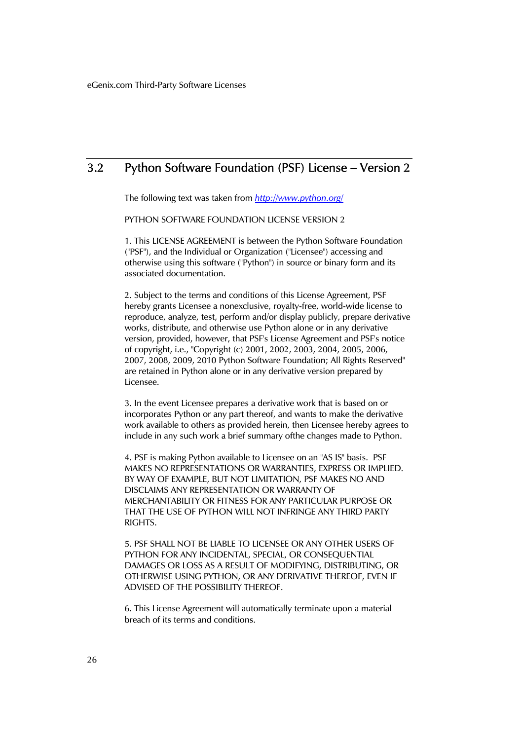## 3.2 Python Software Foundation (PSF) License – Version 2

The following text was taken from [http://www.python.org/](http://www.python.org/)

PYTHON SOFTWARE FOUNDATION LICENSE VERSION 2

1. This LICENSE AGREEMENT is between the Python Software Foundation ("PSF"), and the Individual or Organization ("Licensee") accessing and otherwise using this software ("Python") in source or binary form and its associated documentation.

2. Subject to the terms and conditions of this License Agreement, PSF hereby grants Licensee a nonexclusive, royalty-free, world-wide license to reproduce, analyze, test, perform and/or display publicly, prepare derivative works, distribute, and otherwise use Python alone or in any derivative version, provided, however, that PSF's License Agreement and PSF's notice of copyright, i.e., "Copyright (c) 2001, 2002, 2003, 2004, 2005, 2006, 2007, 2008, 2009, 2010 Python Software Foundation; All Rights Reserved" are retained in Python alone or in any derivative version prepared by Licensee.

3. In the event Licensee prepares a derivative work that is based on or incorporates Python or any part thereof, and wants to make the derivative work available to others as provided herein, then Licensee hereby agrees to include in any such work a brief summary ofthe changes made to Python.

4. PSF is making Python available to Licensee on an "AS IS" basis. PSF MAKES NO REPRESENTATIONS OR WARRANTIES, EXPRESS OR IMPLIED. BY WAY OF EXAMPLE, BUT NOT LIMITATION, PSF MAKES NO AND DISCLAIMS ANY REPRESENTATION OR WARRANTY OF MERCHANTABILITY OR FITNESS FOR ANY PARTICULAR PURPOSE OR THAT THE USE OF PYTHON WILL NOT INFRINGE ANY THIRD PARTY RIGHTS.

5. PSF SHALL NOT BE LIABLE TO LICENSEE OR ANY OTHER USERS OF PYTHON FOR ANY INCIDENTAL, SPECIAL, OR CONSEQUENTIAL DAMAGES OR LOSS AS A RESULT OF MODIFYING, DISTRIBUTING, OR OTHERWISE USING PYTHON, OR ANY DERIVATIVE THEREOF, EVEN IF ADVISED OF THE POSSIBILITY THEREOF.

6. This License Agreement will automatically terminate upon a material breach of its terms and conditions.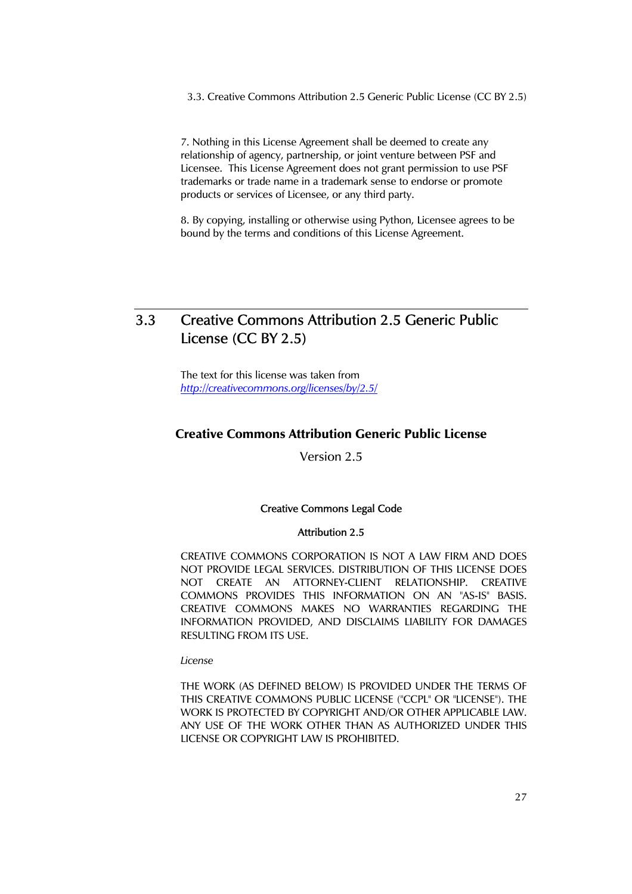7. Nothing in this License Agreement shall be deemed to create any relationship of agency, partnership, or joint venture between PSF and Licensee. This License Agreement does not grant permission to use PSF trademarks or trade name in a trademark sense to endorse or promote products or services of Licensee, or any third party.

8. By copying, installing or otherwise using Python, Licensee agrees to be bound by the terms and conditions of this License Agreement.

## 3.3 Creative Commons Attribution 2.5 Generic Public License (CC BY 2.5)

The text for this license was taken from *http://creativecommons.org/licenses/by/2.5/*

### Creative Commons Attribution Generic Public License

Version 2.5

Creative Commons Legal Code

Attribution 2.5

CREATIVE COMMONS CORPORATION IS NOT A LAW FIRM AND DOES NOT PROVIDE LEGAL SERVICES. DISTRIBUTION OF THIS LICENSE DOES NOT CREATE AN ATTORNEY-CLIENT RELATIONSHIP. CREATIVE COMMONS PROVIDES THIS INFORMATION ON AN "AS-IS" BASIS. CREATIVE COMMONS MAKES NO WARRANTIES REGARDING THE INFORMATION PROVIDED, AND DISCLAIMS LIABILITY FOR DAMAGES RESULTING FROM ITS USE.

*License*

THE WORK (AS DEFINED BELOW) IS PROVIDED UNDER THE TERMS OF THIS CREATIVE COMMONS PUBLIC LICENSE ("CCPL" OR "LICENSE"). THE WORK IS PROTECTED BY COPYRIGHT AND/OR OTHER APPLICABLE LAW. ANY USE OF THE WORK OTHER THAN AS AUTHORIZED UNDER THIS LICENSE OR COPYRIGHT LAW IS PROHIBITED.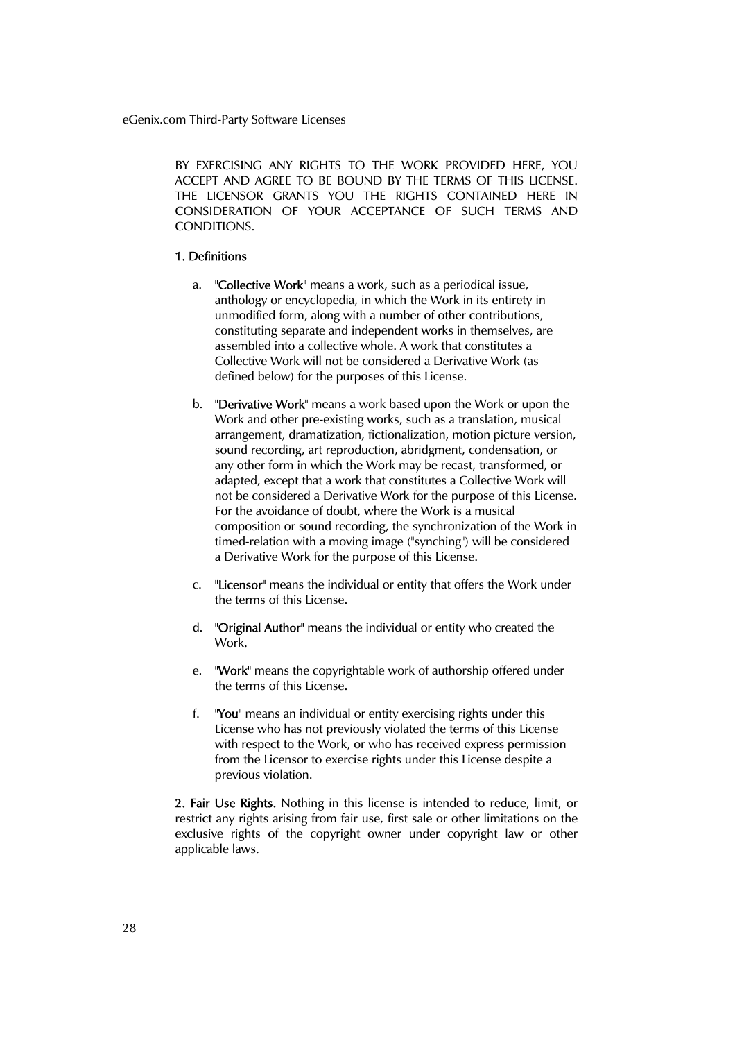BY EXERCISING ANY RIGHTS TO THE WORK PROVIDED HERE, YOU ACCEPT AND AGREE TO BE BOUND BY THE TERMS OF THIS LICENSE. THE LICENSOR GRANTS YOU THE RIGHTS CONTAINED HERE IN CONSIDERATION OF YOUR ACCEPTANCE OF SUCH TERMS AND CONDITIONS.

**1. Definitions**

a. "**Collective Work**" means a work, such as a periodical issue, anthology or encyclopedia, in which the Work in its entirety in unmodified form, along with a number of other contributions, constituting separate and independent works in themselves, are assembled into a collective whole. A work that constitutes a Collective Work will not be considered a Derivative Work (as defined below) for the purposes of this License.

b. "**Derivative Work**" means a work based upon the Work or upon the Work and other pre-existing works, such as a translation, musical arrangement, dramatization, fictionalization, motion picture version, sound recording, art reproduction, abridgment, condensation, or any other form in which the Work may be recast, transformed, or adapted, except that a work that constitutes a Collective Work will not be considered a Derivative Work for the purpose of this License. For the avoidance of doubt, where the Work is a musical composition or sound recording, the synchronization of the Work in timed-relation with a moving image ("synching") will be considered a Derivative Work for the purpose of this License.

c. "**Licensor**" means the individual or entity that offers the Work under the terms of this License.

d. "**Original Author**" means the individual or entity who created the Work.

e. "**Work**" means the copyrightable work of authorship offered under the terms of this License.

f. "**You**" means an individual or entity exercising rights under this License who has not previously violated the terms of this License with respect to the Work, or who has received express permission from the Licensor to exercise rights under this License despite a previous violation.

**2. Fair Use Rights.** Nothing in this license is intended to reduce, limit, or restrict any rights arising from fair use, first sale or other limitations on the exclusive rights of the copyright owner under copyright law or other applicable laws.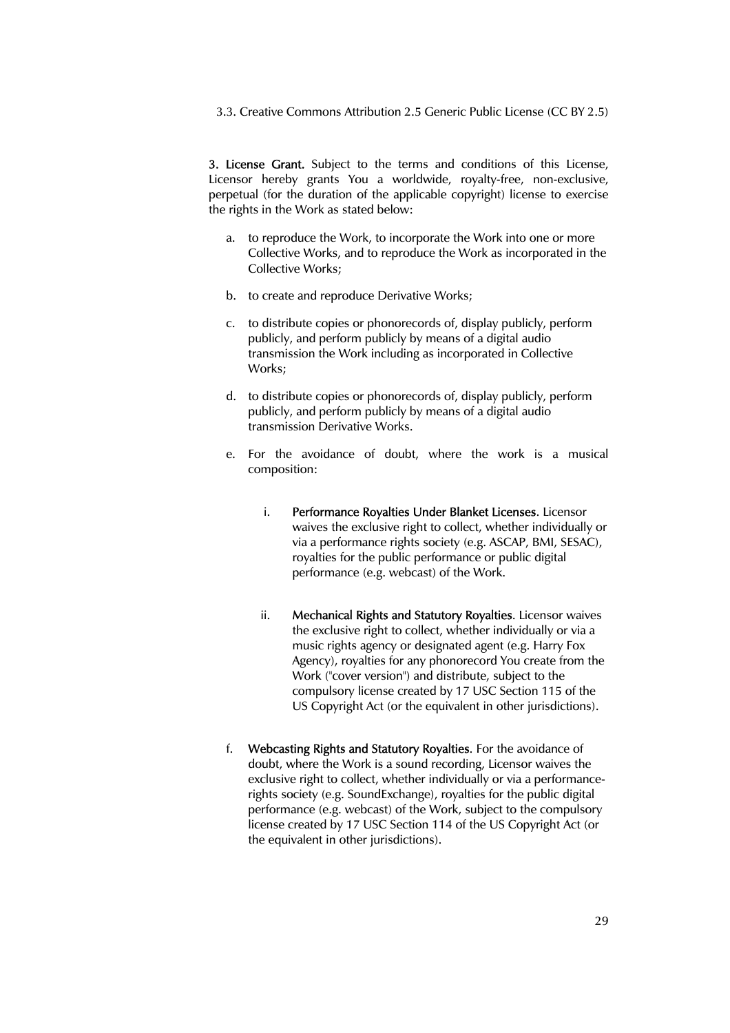3.3. Creative Commons Attribution 2.5 Generic Public License (CC BY 2.5)

**3. License Grant.** Subject to the terms and conditions of this License, Licensor hereby grants You a worldwide, royalty-free, non-exclusive, perpetual (for the duration of the applicable copyright) license to exercise the rights in the Work as stated below:

a. to reproduce the Work, to incorporate the Work into one or more Collective Works, and to reproduce the Work as incorporated in the Collective Works;

b. to create and reproduce Derivative Works;

c. to distribute copies or phonorecords of, display publicly, perform publicly, and perform publicly by means of a digital audio transmission the Work including as incorporated in Collective Works;

d. to distribute copies or phonorecords of, display publicly, perform publicly, and perform publicly by means of a digital audio transmission Derivative Works.

e. For the avoidance of doubt, where the work is a musical composition:

   i. **Performance Royalties Under Blanket Licenses.** Licensor waives the exclusive right to collect, whether individually or via a performance rights society (e.g. ASCAP, BMI, SESAC), royalties for the public performance or public digital performance (e.g. webcast) of the Work.

   ii. **Mechanical Rights and Statutory Royalties.** Licensor waives the exclusive right to collect, whether individually or via a music rights agency or designated agent (e.g. Harry Fox Agency), royalties for any phonorecord You create from the Work ("cover version") and distribute, subject to the compulsory license created by 17 USC Section 115 of the US Copyright Act (or the equivalent in other jurisdictions).

f. **Webcasting Rights and Statutory Royalties.** For the avoidance of doubt, where the Work is a sound recording, Licensor waives the exclusive right to collect, whether individually or via a performance-rights society (e.g. SoundExchange), royalties for the public digital performance (e.g. webcast) of the Work, subject to the compulsory license created by 17 USC Section 114 of the US Copyright Act (or the equivalent in other jurisdictions).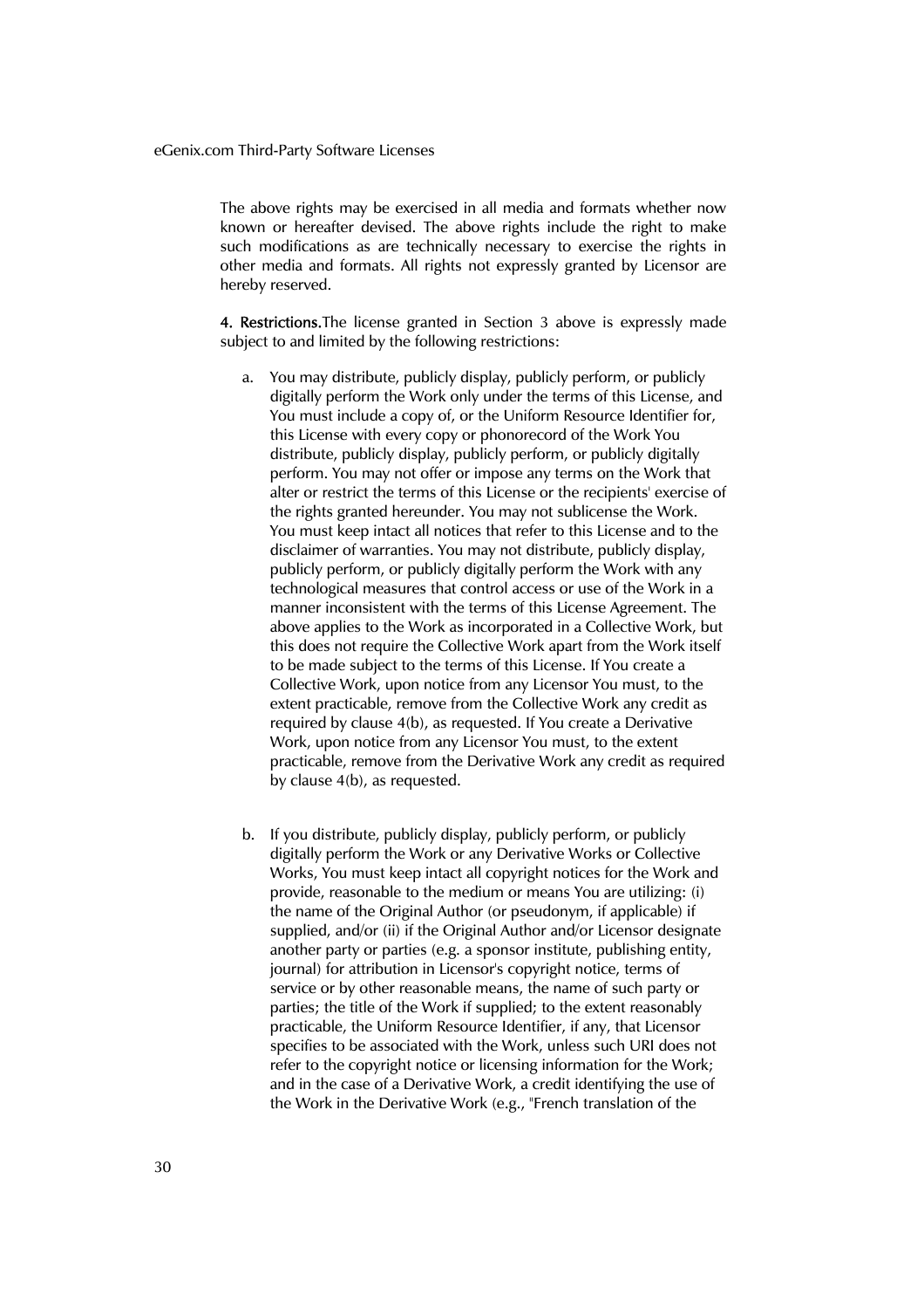The above rights may be exercised in all media and formats whether now known or hereafter devised. The above rights include the right to make such modifications as are technically necessary to exercise the rights in other media and formats. All rights not expressly granted by Licensor are hereby reserved.

**4. Restrictions.**The license granted in Section 3 above is expressly made subject to and limited by the following restrictions:

a. You may distribute, publicly display, publicly perform, or publicly digitally perform the Work only under the terms of this License, and You must include a copy of, or the Uniform Resource Identifier for, this License with every copy or phonorecord of the Work You distribute, publicly display, publicly perform, or publicly digitally perform. You may not offer or impose any terms on the Work that alter or restrict the terms of this License or the recipients' exercise of the rights granted hereunder. You may not sublicense the Work. You must keep intact all notices that refer to this License and to the disclaimer of warranties. You may not distribute, publicly display, publicly perform, or publicly digitally perform the Work with any technological measures that control access or use of the Work in a manner inconsistent with the terms of this License Agreement. The above applies to the Work as incorporated in a Collective Work, but this does not require the Collective Work apart from the Work itself to be made subject to the terms of this License. If You create a Collective Work, upon notice from any Licensor You must, to the extent practicable, remove from the Collective Work any credit as required by clause 4(b), as requested. If You create a Derivative Work, upon notice from any Licensor You must, to the extent practicable, remove from the Derivative Work any credit as required by clause 4(b), as requested.

b. If you distribute, publicly display, publicly perform, or publicly digitally perform the Work or any Derivative Works or Collective Works, You must keep intact all copyright notices for the Work and provide, reasonable to the medium or means You are utilizing: (i) the name of the Original Author (or pseudonym, if applicable) if supplied, and/or (ii) if the Original Author and/or Licensor designate another party or parties (e.g. a sponsor institute, publishing entity, journal) for attribution in Licensor's copyright notice, terms of service or by other reasonable means, the name of such party or parties; the title of the Work if supplied; to the extent reasonably practicable, the Uniform Resource Identifier, if any, that Licensor specifies to be associated with the Work, unless such URI does not refer to the copyright notice or licensing information for the Work; and in the case of a Derivative Work, a credit identifying the use of the Work in the Derivative Work (e.g., "French translation of the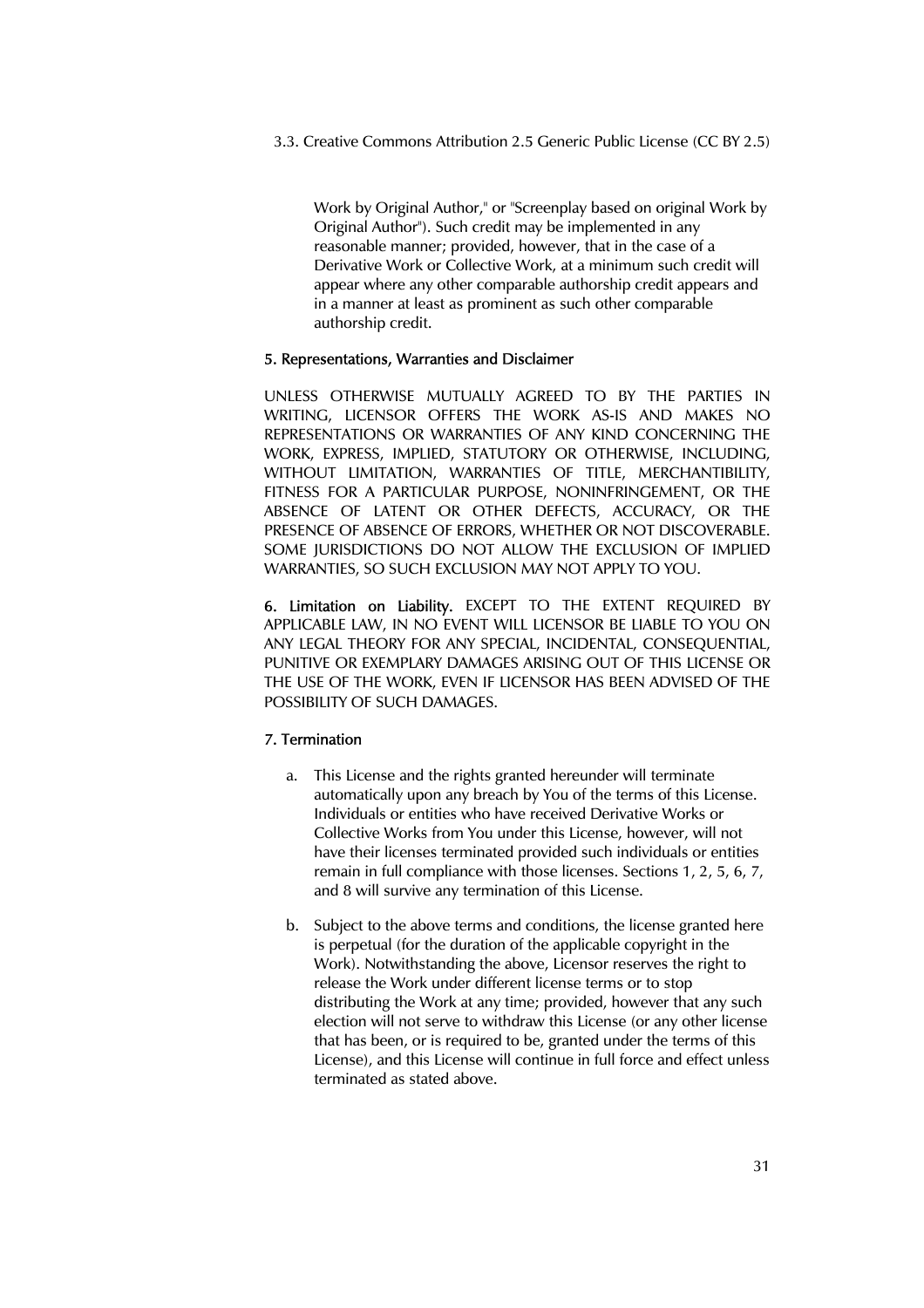Work by Original Author," or "Screenplay based on original Work by Original Author"). Such credit may be implemented in any reasonable manner; provided, however, that in the case of a Derivative Work or Collective Work, at a minimum such credit will appear where any other comparable authorship credit appears and in a manner at least as prominent as such other comparable authorship credit.

#### 5. Representations, Warranties and Disclaimer

UNLESS OTHERWISE MUTUALLY AGREED TO BY THE PARTIES IN WRITING, LICENSOR OFFERS THE WORK AS-IS AND MAKES NO REPRESENTATIONS OR WARRANTIES OF ANY KIND CONCERNING THE WORK, EXPRESS, IMPLIED, STATUTORY OR OTHERWISE, INCLUDING, WITHOUT LIMITATION, WARRANTIES OF TITLE, MERCHANTIBILITY, FITNESS FOR A PARTICULAR PURPOSE, NONINFRINGEMENT, OR THE ABSENCE OF LATENT OR OTHER DEFECTS, ACCURACY, OR THE PRESENCE OF ABSENCE OF ERRORS, WHETHER OR NOT DISCOVERABLE. SOME JURISDICTIONS DO NOT ALLOW THE EXCLUSION OF IMPLIED WARRANTIES, SO SUCH EXCLUSION MAY NOT APPLY TO YOU.

**6. Limitation on Liability.** EXCEPT TO THE EXTENT REQUIRED BY APPLICABLE LAW, IN NO EVENT WILL LICENSOR BE LIABLE TO YOU ON ANY LEGAL THEORY FOR ANY SPECIAL, INCIDENTAL, CONSEQUENTIAL, PUNITIVE OR EXEMPLARY DAMAGES ARISING OUT OF THIS LICENSE OR THE USE OF THE WORK, EVEN IF LICENSOR HAS BEEN ADVISED OF THE POSSIBILITY OF SUCH DAMAGES.

#### 7. Termination

a. This License and the rights granted hereunder will terminate automatically upon any breach by You of the terms of this License. Individuals or entities who have received Derivative Works or Collective Works from You under this License, however, will not have their licenses terminated provided such individuals or entities remain in full compliance with those licenses. Sections 1, 2, 5, 6, 7, and 8 will survive any termination of this License.

b. Subject to the above terms and conditions, the license granted here is perpetual (for the duration of the applicable copyright in the Work). Notwithstanding the above, Licensor reserves the right to release the Work under different license terms or to stop distributing the Work at any time; provided, however that any such election will not serve to withdraw this License (or any other license that has been, or is required to be, granted under the terms of this License), and this License will continue in full force and effect unless terminated as stated above.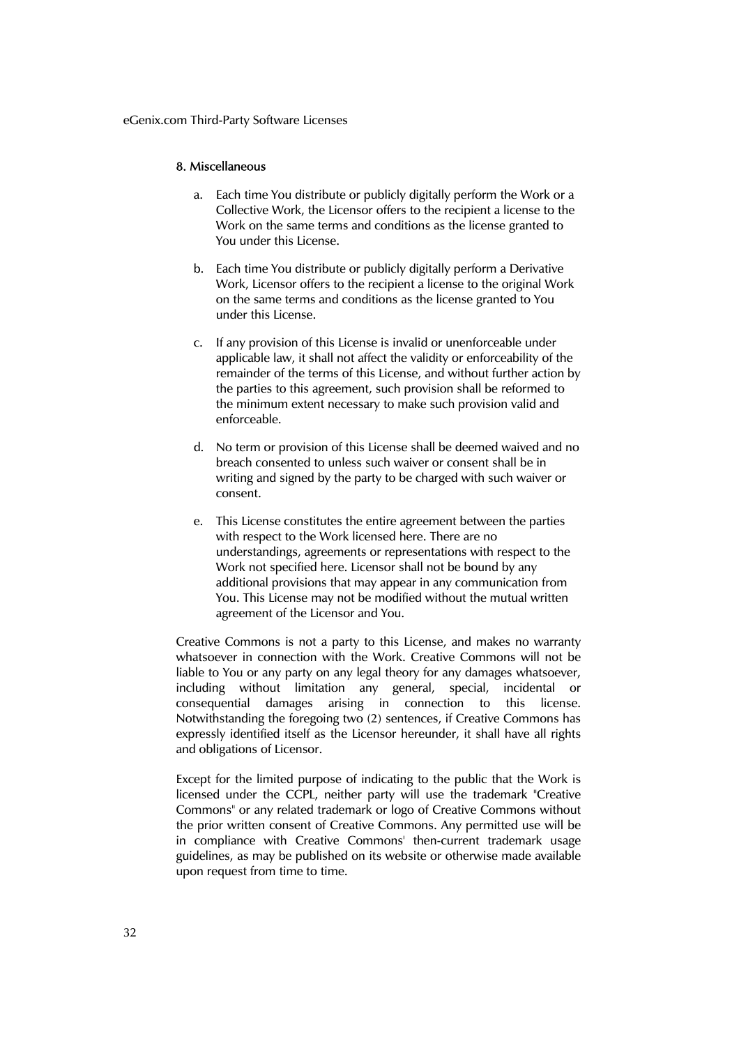#### 8. Miscellaneous

a. Each time You distribute or publicly digitally perform the Work or a Collective Work, the Licensor offers to the recipient a license to the Work on the same terms and conditions as the license granted to You under this License.

b. Each time You distribute or publicly digitally perform a Derivative Work, Licensor offers to the recipient a license to the original Work on the same terms and conditions as the license granted to You under this License.

c. If any provision of this License is invalid or unenforceable under applicable law, it shall not affect the validity or enforceability of the remainder of the terms of this License, and without further action by the parties to this agreement, such provision shall be reformed to the minimum extent necessary to make such provision valid and enforceable.

d. No term or provision of this License shall be deemed waived and no breach consented to unless such waiver or consent shall be in writing and signed by the party to be charged with such waiver or consent.

e. This License constitutes the entire agreement between the parties with respect to the Work licensed here. There are no understandings, agreements or representations with respect to the Work not specified here. Licensor shall not be bound by any additional provisions that may appear in any communication from You. This License may not be modified without the mutual written agreement of the Licensor and You.

Creative Commons is not a party to this License, and makes no warranty whatsoever in connection with the Work. Creative Commons will not be liable to You or any party on any legal theory for any damages whatsoever, including without limitation any general, special, incidental or consequential damages arising in connection to this license. Notwithstanding the foregoing two (2) sentences, if Creative Commons has expressly identified itself as the Licensor hereunder, it shall have all rights and obligations of Licensor.

Except for the limited purpose of indicating to the public that the Work is licensed under the CCPL, neither party will use the trademark "Creative Commons" or any related trademark or logo of Creative Commons without the prior written consent of Creative Commons. Any permitted use will be in compliance with Creative Commons' then-current trademark usage guidelines, as may be published on its website or otherwise made available upon request from time to time.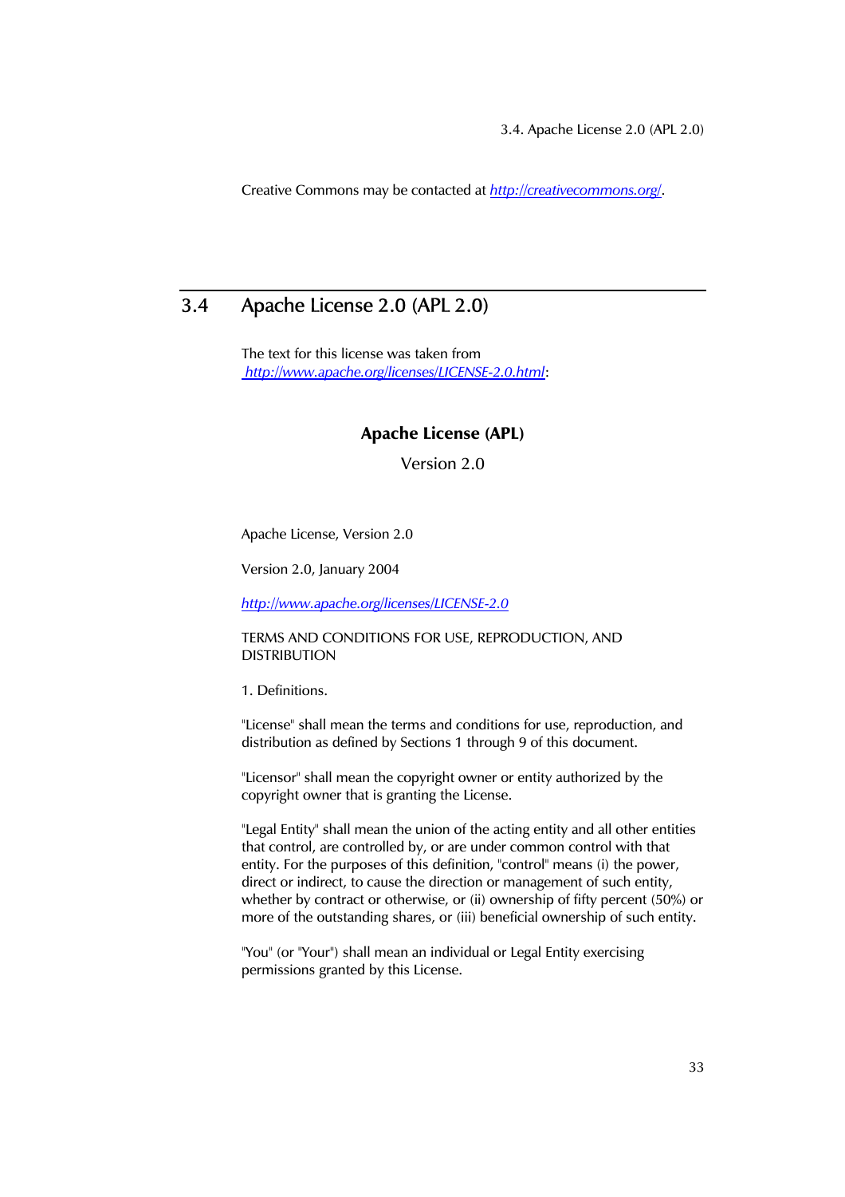Creative Commons may be contacted at http://creativecommons.org/.

## 3.4 Apache License 2.0 (APL 2.0)

The text for this license was taken from
http://www.apache.org/licenses/LICENSE-2.0.html:

**Apache License (APL)**

Version 2.0

Apache License, Version 2.0

Version 2.0, January 2004

http://www.apache.org/licenses/LICENSE-2.0

TERMS AND CONDITIONS FOR USE, REPRODUCTION, AND DISTRIBUTION

1. Definitions.

"License" shall mean the terms and conditions for use, reproduction, and distribution as defined by Sections 1 through 9 of this document.

"Licensor" shall mean the copyright owner or entity authorized by the copyright owner that is granting the License.

"Legal Entity" shall mean the union of the acting entity and all other entities that control, are controlled by, or are under common control with that entity. For the purposes of this definition, "control" means (i) the power, direct or indirect, to cause the direction or management of such entity, whether by contract or otherwise, or (ii) ownership of fifty percent (50%) or more of the outstanding shares, or (iii) beneficial ownership of such entity.

"You" (or "Your") shall mean an individual or Legal Entity exercising permissions granted by this License.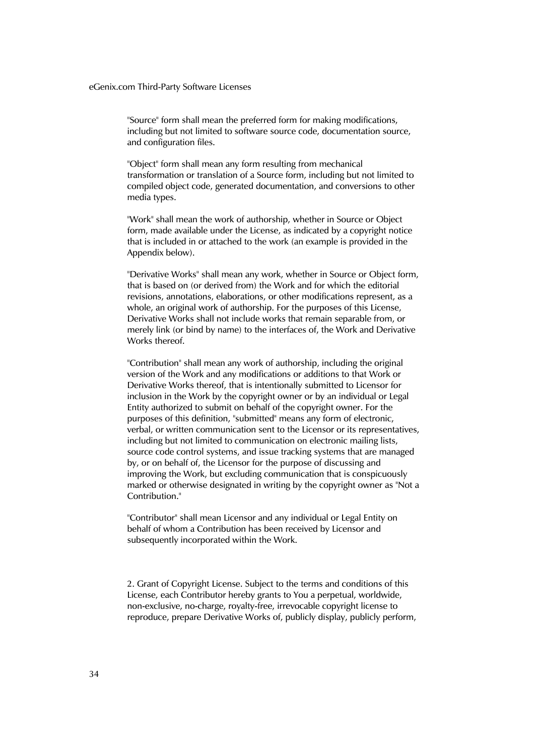"Source" form shall mean the preferred form for making modifications, including but not limited to software source code, documentation source, and configuration files.

"Object" form shall mean any form resulting from mechanical transformation or translation of a Source form, including but not limited to compiled object code, generated documentation, and conversions to other media types.

"Work" shall mean the work of authorship, whether in Source or Object form, made available under the License, as indicated by a copyright notice that is included in or attached to the work (an example is provided in the Appendix below).

"Derivative Works" shall mean any work, whether in Source or Object form, that is based on (or derived from) the Work and for which the editorial revisions, annotations, elaborations, or other modifications represent, as a whole, an original work of authorship. For the purposes of this License, Derivative Works shall not include works that remain separable from, or merely link (or bind by name) to the interfaces of, the Work and Derivative Works thereof.

"Contribution" shall mean any work of authorship, including the original version of the Work and any modifications or additions to that Work or Derivative Works thereof, that is intentionally submitted to Licensor for inclusion in the Work by the copyright owner or by an individual or Legal Entity authorized to submit on behalf of the copyright owner. For the purposes of this definition, "submitted" means any form of electronic, verbal, or written communication sent to the Licensor or its representatives, including but not limited to communication on electronic mailing lists, source code control systems, and issue tracking systems that are managed by, or on behalf of, the Licensor for the purpose of discussing and improving the Work, but excluding communication that is conspicuously marked or otherwise designated in writing by the copyright owner as "Not a Contribution."

"Contributor" shall mean Licensor and any individual or Legal Entity on behalf of whom a Contribution has been received by Licensor and subsequently incorporated within the Work.

2. Grant of Copyright License. Subject to the terms and conditions of this License, each Contributor hereby grants to You a perpetual, worldwide, non-exclusive, no-charge, royalty-free, irrevocable copyright license to reproduce, prepare Derivative Works of, publicly display, publicly perform,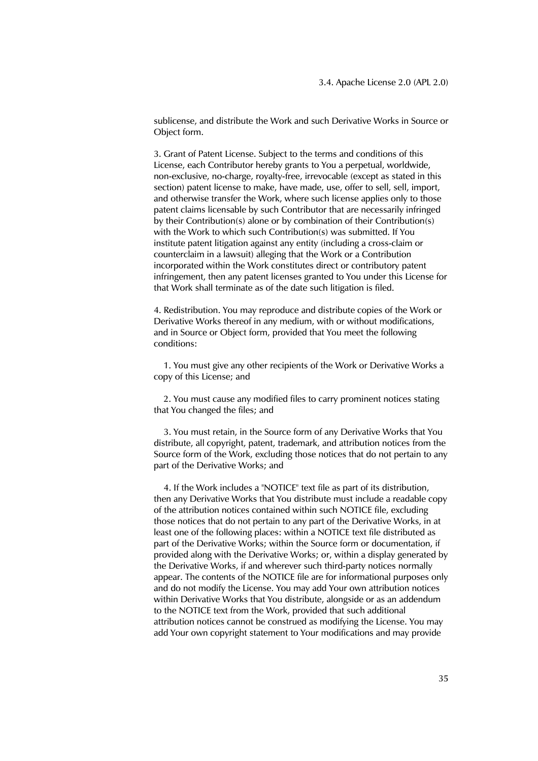sublicense, and distribute the Work and such Derivative Works in Source or Object form.

3. Grant of Patent License. Subject to the terms and conditions of this License, each Contributor hereby grants to You a perpetual, worldwide, non-exclusive, no-charge, royalty-free, irrevocable (except as stated in this section) patent license to make, have made, use, offer to sell, sell, import, and otherwise transfer the Work, where such license applies only to those patent claims licensable by such Contributor that are necessarily infringed by their Contribution(s) alone or by combination of their Contribution(s) with the Work to which such Contribution(s) was submitted. If You institute patent litigation against any entity (including a cross-claim or counterclaim in a lawsuit) alleging that the Work or a Contribution incorporated within the Work constitutes direct or contributory patent infringement, then any patent licenses granted to You under this License for that Work shall terminate as of the date such litigation is filed.

4. Redistribution. You may reproduce and distribute copies of the Work or Derivative Works thereof in any medium, with or without modifications, and in Source or Object form, provided that You meet the following conditions:

1. You must give any other recipients of the Work or Derivative Works a copy of this License; and

2. You must cause any modified files to carry prominent notices stating that You changed the files; and

3. You must retain, in the Source form of any Derivative Works that You distribute, all copyright, patent, trademark, and attribution notices from the Source form of the Work, excluding those notices that do not pertain to any part of the Derivative Works; and

4. If the Work includes a "NOTICE" text file as part of its distribution, then any Derivative Works that You distribute must include a readable copy of the attribution notices contained within such NOTICE file, excluding those notices that do not pertain to any part of the Derivative Works, in at least one of the following places: within a NOTICE text file distributed as part of the Derivative Works; within the Source form or documentation, if provided along with the Derivative Works; or, within a display generated by the Derivative Works, if and wherever such third-party notices normally appear. The contents of the NOTICE file are for informational purposes only and do not modify the License. You may add Your own attribution notices within Derivative Works that You distribute, alongside or as an addendum to the NOTICE text from the Work, provided that such additional attribution notices cannot be construed as modifying the License. You may add Your own copyright statement to Your modifications and may provide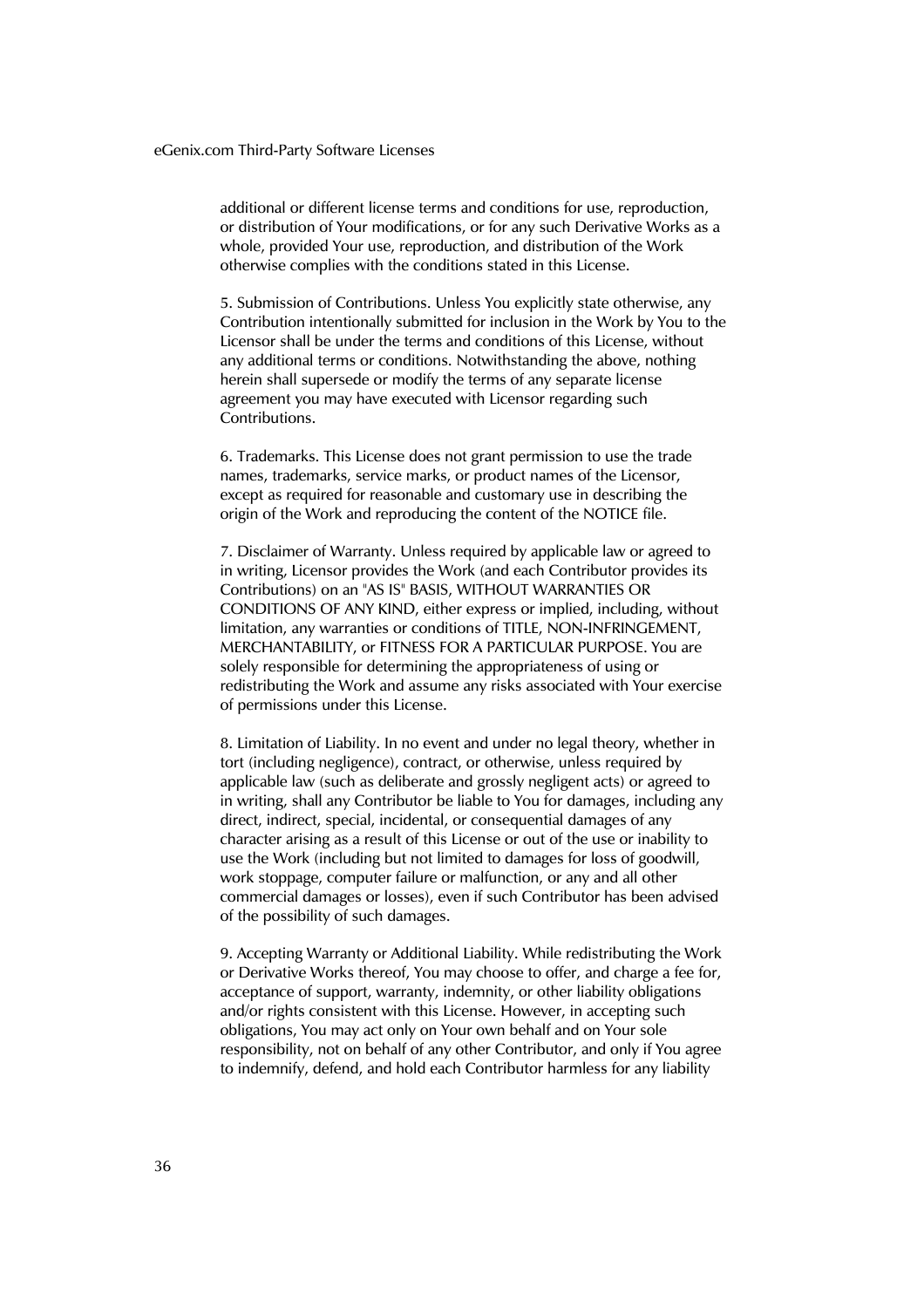additional or different license terms and conditions for use, reproduction, or distribution of Your modifications, or for any such Derivative Works as a whole, provided Your use, reproduction, and distribution of the Work otherwise complies with the conditions stated in this License.

5. Submission of Contributions. Unless You explicitly state otherwise, any Contribution intentionally submitted for inclusion in the Work by You to the Licensor shall be under the terms and conditions of this License, without any additional terms or conditions. Notwithstanding the above, nothing herein shall supersede or modify the terms of any separate license agreement you may have executed with Licensor regarding such Contributions.

6. Trademarks. This License does not grant permission to use the trade names, trademarks, service marks, or product names of the Licensor, except as required for reasonable and customary use in describing the origin of the Work and reproducing the content of the NOTICE file.

7. Disclaimer of Warranty. Unless required by applicable law or agreed to in writing, Licensor provides the Work (and each Contributor provides its Contributions) on an "AS IS" BASIS, WITHOUT WARRANTIES OR CONDITIONS OF ANY KIND, either express or implied, including, without limitation, any warranties or conditions of TITLE, NON-INFRINGEMENT, MERCHANTABILITY, or FITNESS FOR A PARTICULAR PURPOSE. You are solely responsible for determining the appropriateness of using or redistributing the Work and assume any risks associated with Your exercise of permissions under this License.

8. Limitation of Liability. In no event and under no legal theory, whether in tort (including negligence), contract, or otherwise, unless required by applicable law (such as deliberate and grossly negligent acts) or agreed to in writing, shall any Contributor be liable to You for damages, including any direct, indirect, special, incidental, or consequential damages of any character arising as a result of this License or out of the use or inability to use the Work (including but not limited to damages for loss of goodwill, work stoppage, computer failure or malfunction, or any and all other commercial damages or losses), even if such Contributor has been advised of the possibility of such damages.

9. Accepting Warranty or Additional Liability. While redistributing the Work or Derivative Works thereof, You may choose to offer, and charge a fee for, acceptance of support, warranty, indemnity, or other liability obligations and/or rights consistent with this License. However, in accepting such obligations, You may act only on Your own behalf and on Your sole responsibility, not on behalf of any other Contributor, and only if You agree to indemnify, defend, and hold each Contributor harmless for any liability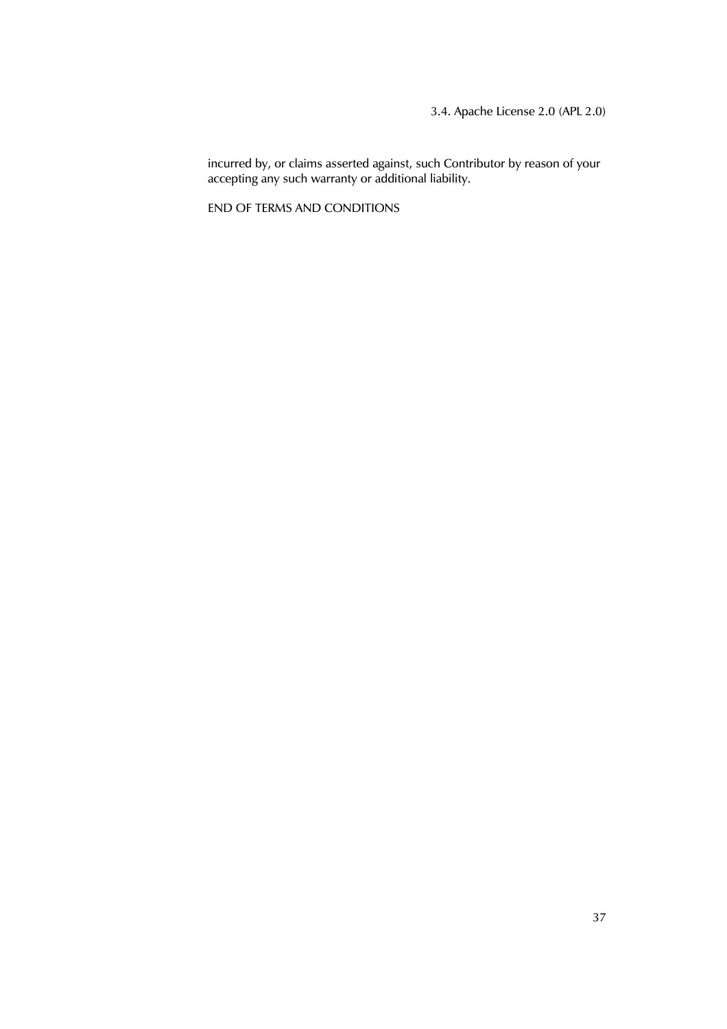incurred by, or claims asserted against, such Contributor by reason of your accepting any such warranty or additional liability.

END OF TERMS AND CONDITIONS